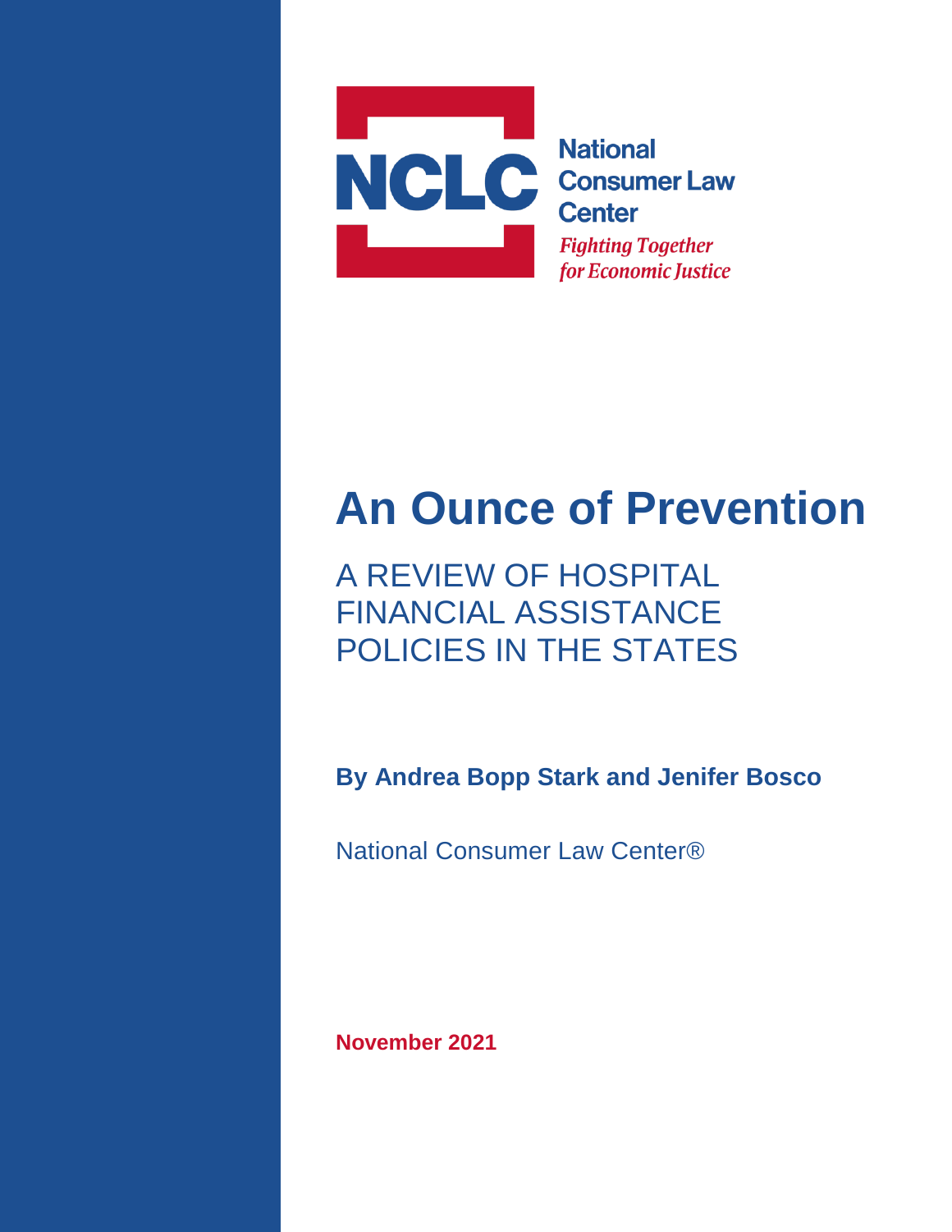NCLC

National Consumer Law Center

*Fighting Together for Economic Justice*

# An Ounce of Prevention

## A REVIEW OF HOSPITAL FINANCIAL ASSISTANCE POLICIES IN THE STATES

**By Andrea Bopp Stark and Jenifer Bosco**

National Consumer Law Center®

**November 2021**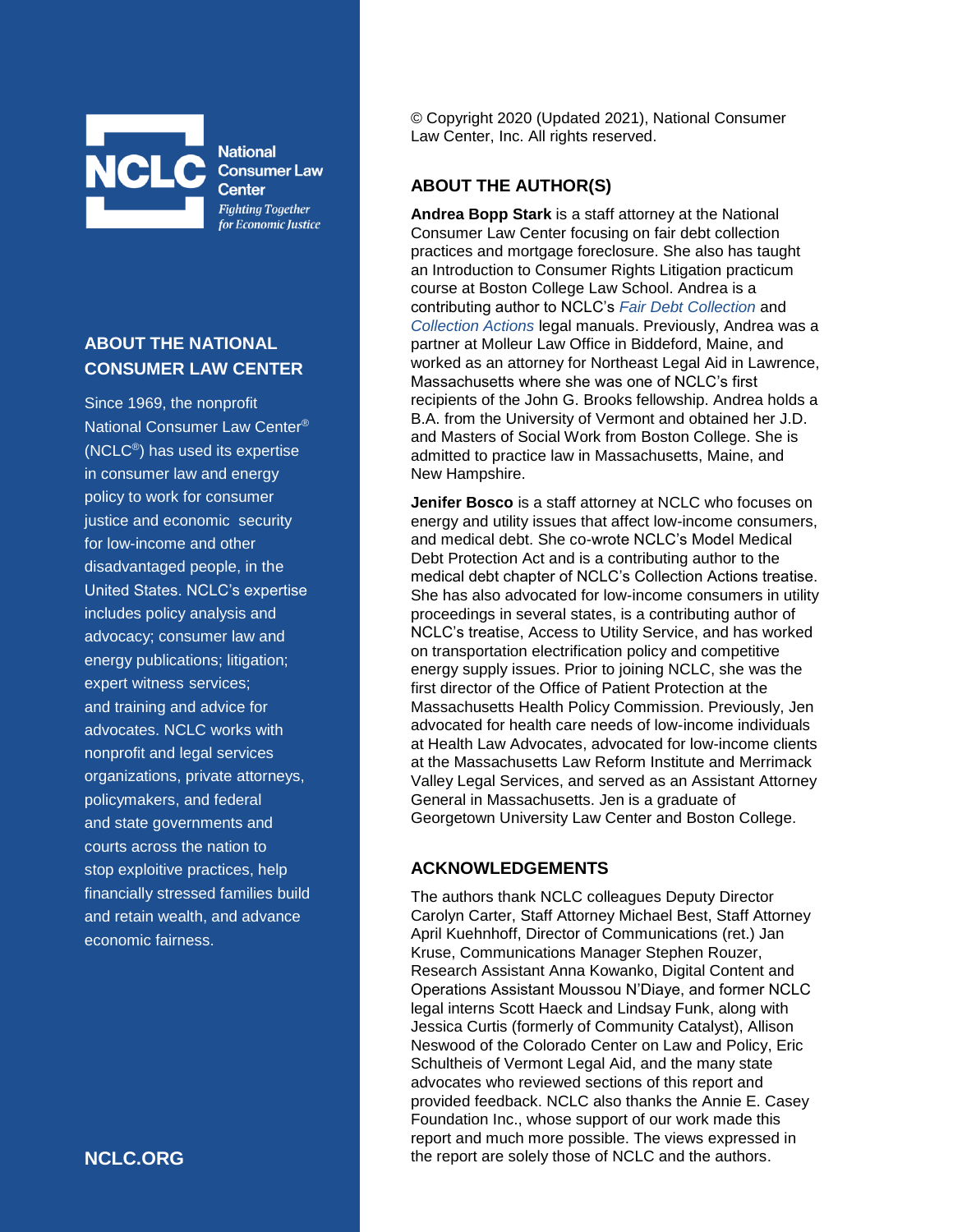National Consumer Law Center

*Fighting Together for Economic Justice*

## ABOUT THE NATIONAL CONSUMER LAW CENTER

Since 1969, the nonprofit National Consumer Law Center® (NCLC®) has used its expertise in consumer law and energy policy to work for consumer justice and economic security for low-income and other disadvantaged people, in the United States. NCLC's expertise includes policy analysis and advocacy; consumer law and energy publications; litigation; expert witness services; and training and advice for advocates. NCLC works with nonprofit and legal services organizations, private attorneys, policymakers, and federal and state governments and courts across the nation to stop exploitive practices, help financially stressed families build and retain wealth, and advance economic fairness.

**NCLC.ORG**

© Copyright 2020 (Updated 2021), National Consumer Law Center, Inc. All rights reserved.

## ABOUT THE AUTHOR(S)

**Andrea Bopp Stark** is a staff attorney at the National Consumer Law Center focusing on fair debt collection practices and mortgage foreclosure. She also has taught an Introduction to Consumer Rights Litigation practicum course at Boston College Law School. Andrea is a contributing author to NCLC's *Fair Debt Collection* and *Collection Actions* legal manuals. Previously, Andrea was a partner at Molleur Law Office in Biddeford, Maine, and worked as an attorney for Northeast Legal Aid in Lawrence, Massachusetts where she was one of NCLC's first recipients of the John G. Brooks fellowship. Andrea holds a B.A. from the University of Vermont and obtained her J.D. and Masters of Social Work from Boston College. She is admitted to practice law in Massachusetts, Maine, and New Hampshire.

**Jenifer Bosco** is a staff attorney at NCLC who focuses on energy and utility issues that affect low-income consumers, and medical debt. She co-wrote NCLC's Model Medical Debt Protection Act and is a contributing author to the medical debt chapter of NCLC's Collection Actions treatise. She has also advocated for low-income consumers in utility proceedings in several states, is a contributing author of NCLC's treatise, Access to Utility Service, and has worked on transportation electrification policy and competitive energy supply issues. Prior to joining NCLC, she was the first director of the Office of Patient Protection at the Massachusetts Health Policy Commission. Previously, Jen advocated for health care needs of low-income individuals at Health Law Advocates, advocated for low-income clients at the Massachusetts Law Reform Institute and Merrimack Valley Legal Services, and served as an Assistant Attorney General in Massachusetts. Jen is a graduate of Georgetown University Law Center and Boston College.

## ACKNOWLEDGEMENTS

The authors thank NCLC colleagues Deputy Director Carolyn Carter, Staff Attorney Michael Best, Staff Attorney April Kuehnhoff, Director of Communications (ret.) Jan Kruse, Communications Manager Stephen Rouzer, Research Assistant Anna Kowanko, Digital Content and Operations Assistant Moussou N'Diaye, and former NCLC legal interns Scott Haeck and Lindsay Funk, along with Jessica Curtis (formerly of Community Catalyst), Allison Neswood of the Colorado Center on Law and Policy, Eric Schultheis of Vermont Legal Aid, and the many state advocates who reviewed sections of this report and provided feedback. NCLC also thanks the Annie E. Casey Foundation Inc., whose support of our work made this report and much more possible. The views expressed in the report are solely those of NCLC and the authors.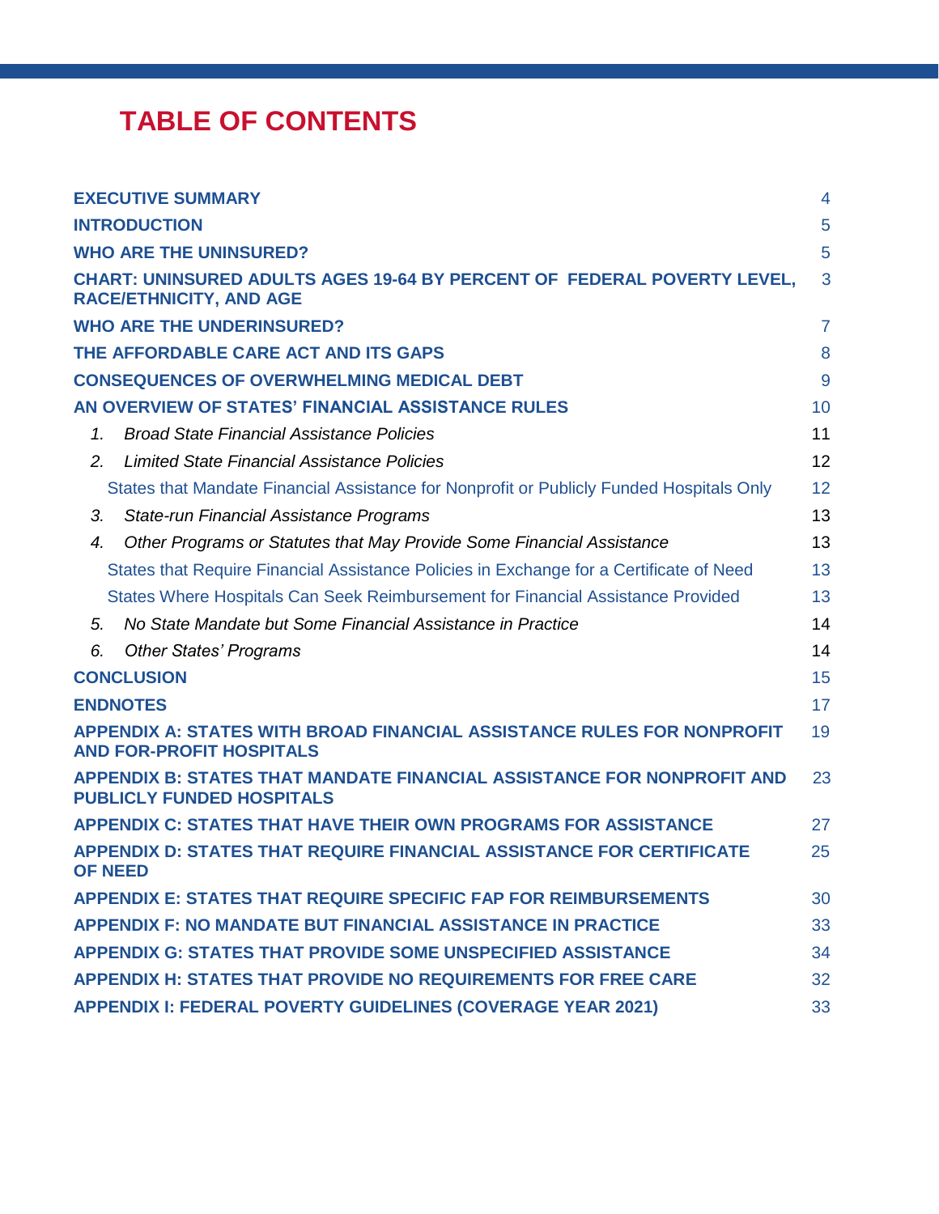# TABLE OF CONTENTS

| | |
|---|---|
| **EXECUTIVE SUMMARY** | 4 |
| **INTRODUCTION** | 5 |
| **WHO ARE THE UNINSURED?** | 5 |
| **CHART: UNINSURED ADULTS AGES 19-64 BY PERCENT OF FEDERAL POVERTY LEVEL, RACE/ETHNICITY, AND AGE** | 3 |
| **WHO ARE THE UNDERINSURED?** | 7 |
| **THE AFFORDABLE CARE ACT AND ITS GAPS** | 8 |
| **CONSEQUENCES OF OVERWHELMING MEDICAL DEBT** | 9 |
| **AN OVERVIEW OF STATES' FINANCIAL ASSISTANCE RULES** | 10 |
| *1. Broad State Financial Assistance Policies* | 11 |
| *2. Limited State Financial Assistance Policies* | 12 |
| States that Mandate Financial Assistance for Nonprofit or Publicly Funded Hospitals Only | 12 |
| *3. State-run Financial Assistance Programs* | 13 |
| *4. Other Programs or Statutes that May Provide Some Financial Assistance* | 13 |
| States that Require Financial Assistance Policies in Exchange for a Certificate of Need | 13 |
| States Where Hospitals Can Seek Reimbursement for Financial Assistance Provided | 13 |
| *5. No State Mandate but Some Financial Assistance in Practice* | 14 |
| *6. Other States' Programs* | 14 |
| **CONCLUSION** | 15 |
| **ENDNOTES** | 17 |
| **APPENDIX A: STATES WITH BROAD FINANCIAL ASSISTANCE RULES FOR NONPROFIT AND FOR-PROFIT HOSPITALS** | 19 |
| **APPENDIX B: STATES THAT MANDATE FINANCIAL ASSISTANCE FOR NONPROFIT AND PUBLICLY FUNDED HOSPITALS** | 23 |
| **APPENDIX C: STATES THAT HAVE THEIR OWN PROGRAMS FOR ASSISTANCE** | 27 |
| **APPENDIX D: STATES THAT REQUIRE FINANCIAL ASSISTANCE FOR CERTIFICATE OF NEED** | 25 |
| **APPENDIX E: STATES THAT REQUIRE SPECIFIC FAP FOR REIMBURSEMENTS** | 30 |
| **APPENDIX F: NO MANDATE BUT FINANCIAL ASSISTANCE IN PRACTICE** | 33 |
| **APPENDIX G: STATES THAT PROVIDE SOME UNSPECIFIED ASSISTANCE** | 34 |
| **APPENDIX H: STATES THAT PROVIDE NO REQUIREMENTS FOR FREE CARE** | 32 |
| **APPENDIX I: FEDERAL POVERTY GUIDELINES (COVERAGE YEAR 2021)** | 33 |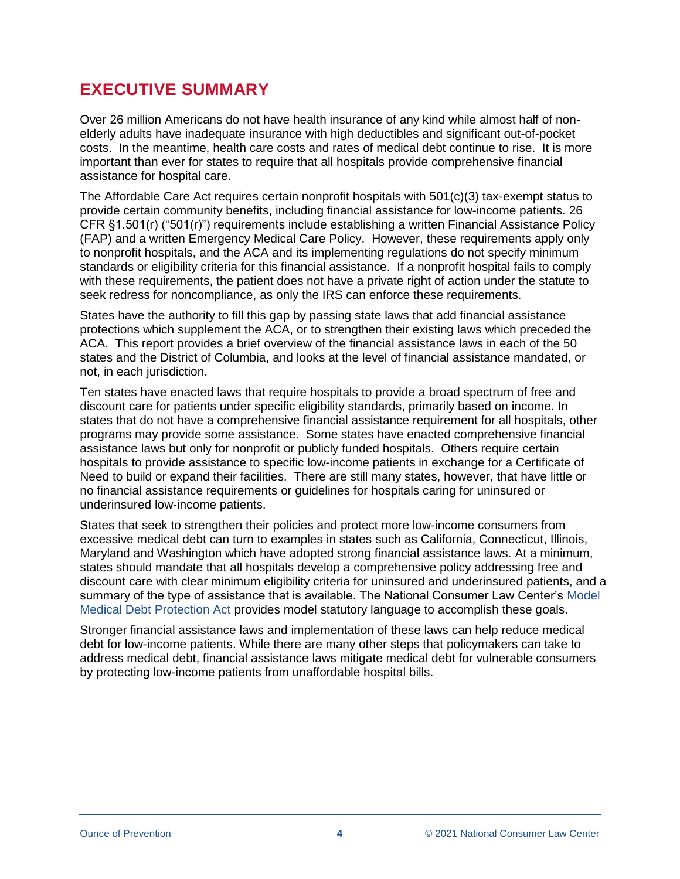## EXECUTIVE SUMMARY

Over 26 million Americans do not have health insurance of any kind while almost half of non-elderly adults have inadequate insurance with high deductibles and significant out-of-pocket costs. In the meantime, health care costs and rates of medical debt continue to rise. It is more important than ever for states to require that all hospitals provide comprehensive financial assistance for hospital care.

The Affordable Care Act requires certain nonprofit hospitals with 501(c)(3) tax-exempt status to provide certain community benefits, including financial assistance for low-income patients. 26 CFR §1.501(r) ("501(r)") requirements include establishing a written Financial Assistance Policy (FAP) and a written Emergency Medical Care Policy. However, these requirements apply only to nonprofit hospitals, and the ACA and its implementing regulations do not specify minimum standards or eligibility criteria for this financial assistance. If a nonprofit hospital fails to comply with these requirements, the patient does not have a private right of action under the statute to seek redress for noncompliance, as only the IRS can enforce these requirements.

States have the authority to fill this gap by passing state laws that add financial assistance protections which supplement the ACA, or to strengthen their existing laws which preceded the ACA. This report provides a brief overview of the financial assistance laws in each of the 50 states and the District of Columbia, and looks at the level of financial assistance mandated, or not, in each jurisdiction.

Ten states have enacted laws that require hospitals to provide a broad spectrum of free and discount care for patients under specific eligibility standards, primarily based on income. In states that do not have a comprehensive financial assistance requirement for all hospitals, other programs may provide some assistance. Some states have enacted comprehensive financial assistance laws but only for nonprofit or publicly funded hospitals. Others require certain hospitals to provide assistance to specific low-income patients in exchange for a Certificate of Need to build or expand their facilities. There are still many states, however, that have little or no financial assistance requirements or guidelines for hospitals caring for uninsured or underinsured low-income patients.

States that seek to strengthen their policies and protect more low-income consumers from excessive medical debt can turn to examples in states such as California, Connecticut, Illinois, Maryland and Washington which have adopted strong financial assistance laws. At a minimum, states should mandate that all hospitals develop a comprehensive policy addressing free and discount care with clear minimum eligibility criteria for uninsured and underinsured patients, and a summary of the type of assistance that is available. The National Consumer Law Center's Model Medical Debt Protection Act provides model statutory language to accomplish these goals.

Stronger financial assistance laws and implementation of these laws can help reduce medical debt for low-income patients. While there are many other steps that policymakers can take to address medical debt, financial assistance laws mitigate medical debt for vulnerable consumers by protecting low-income patients from unaffordable hospital bills.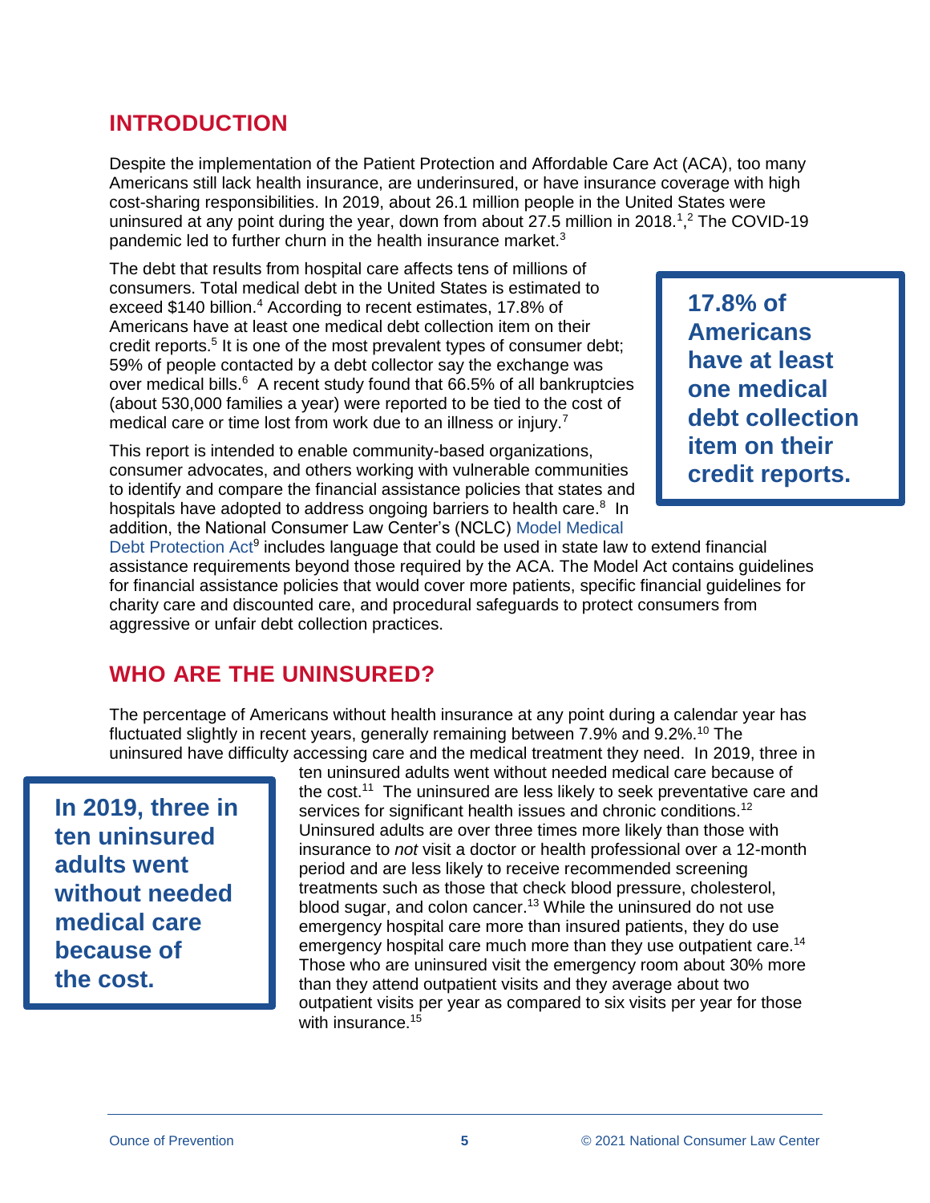## INTRODUCTION

Despite the implementation of the Patient Protection and Affordable Care Act (ACA), too many Americans still lack health insurance, are underinsured, or have insurance coverage with high cost-sharing responsibilities. In 2019, about 26.1 million people in the United States were uninsured at any point during the year, down from about 27.5 million in 2018.[1,2] The COVID-19 pandemic led to further churn in the health insurance market.[3]

The debt that results from hospital care affects tens of millions of consumers. Total medical debt in the United States is estimated to exceed $140 billion.[4] According to recent estimates, 17.8% of Americans have at least one medical debt collection item on their credit reports.[5] It is one of the most prevalent types of consumer debt; 59% of people contacted by a debt collector say the exchange was over medical bills.[6] A recent study found that 66.5% of all bankruptcies (about 530,000 families a year) were reported to be tied to the cost of medical care or time lost from work due to an illness or injury.[7]

> **17.8% of Americans have at least one medical debt collection item on their credit reports.**

This report is intended to enable community-based organizations, consumer advocates, and others working with vulnerable communities to identify and compare the financial assistance policies that states and hospitals have adopted to address ongoing barriers to health care.[8] In addition, the National Consumer Law Center's (NCLC) Model Medical Debt Protection Act[9] includes language that could be used in state law to extend financial assistance requirements beyond those required by the ACA. The Model Act contains guidelines for financial assistance policies that would cover more patients, specific financial guidelines for charity care and discounted care, and procedural safeguards to protect consumers from aggressive or unfair debt collection practices.

## WHO ARE THE UNINSURED?

The percentage of Americans without health insurance at any point during a calendar year has fluctuated slightly in recent years, generally remaining between 7.9% and 9.2%.[10] The uninsured have difficulty accessing care and the medical treatment they need. In 2019, three in ten uninsured adults went without needed medical care because of the cost.[11] The uninsured are less likely to seek preventative care and services for significant health issues and chronic conditions.[12] Uninsured adults are over three times more likely than those with insurance to *not* visit a doctor or health professional over a 12-month period and are less likely to receive recommended screening treatments such as those that check blood pressure, cholesterol, blood sugar, and colon cancer.[13] While the uninsured do not use emergency hospital care more than insured patients, they do use emergency hospital care much more than they use outpatient care.[14] Those who are uninsured visit the emergency room about 30% more than they attend outpatient visits and they average about two outpatient visits per year as compared to six visits per year for those with insurance.[15]

> **In 2019, three in ten uninsured adults went without needed medical care because of the cost.**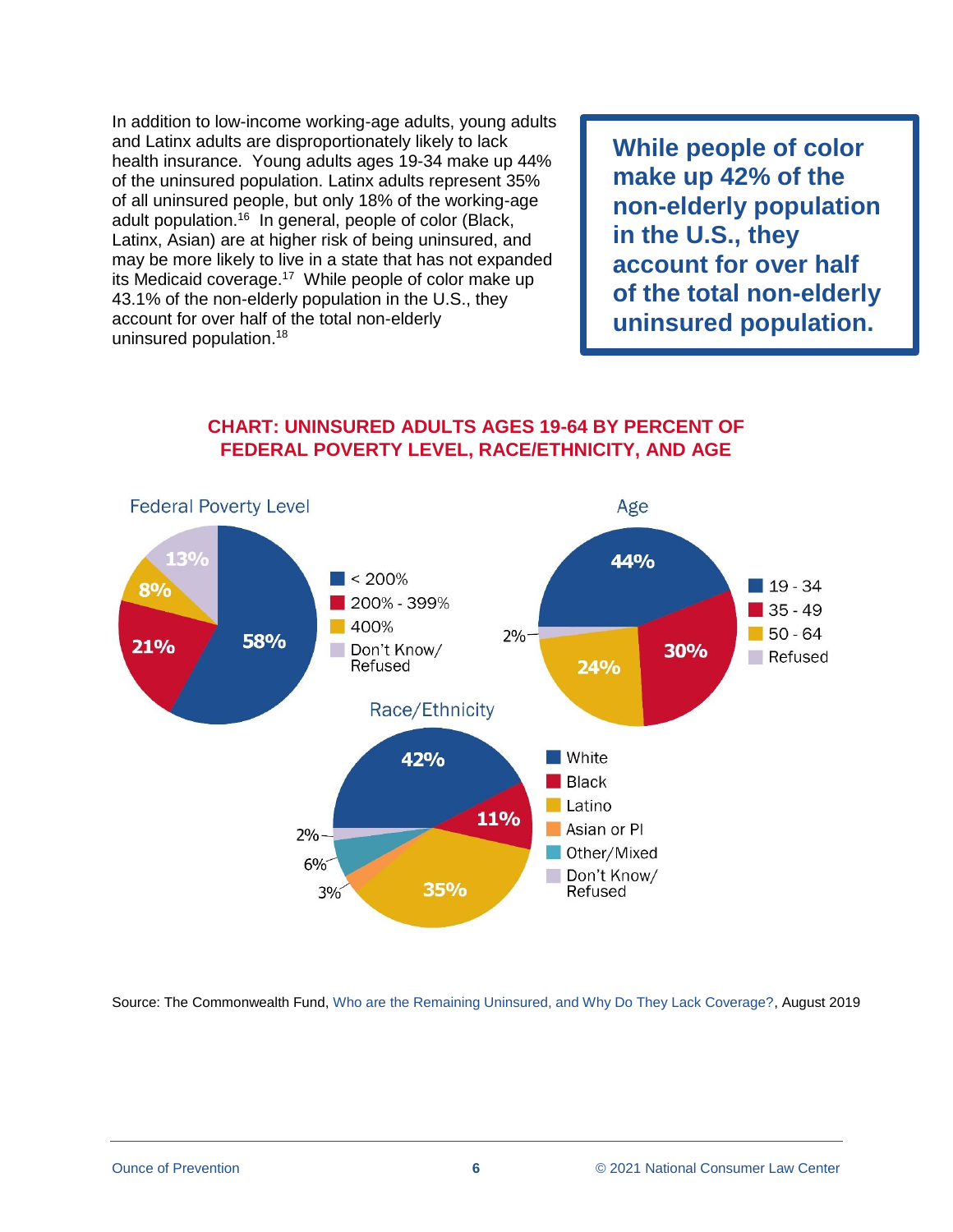In addition to low-income working-age adults, young adults and Latinx adults are disproportionately likely to lack health insurance. Young adults ages 19-34 make up 44% of the uninsured population. Latinx adults represent 35% of all uninsured people, but only 18% of the working-age adult population.[16] In general, people of color (Black, Latinx, Asian) are at higher risk of being uninsured, and may be more likely to live in a state that has not expanded its Medicaid coverage.[17] While people of color make up 43.1% of the non-elderly population in the U.S., they account for over half of the total non-elderly uninsured population.[18]

> **While people of color make up 42% of the non-elderly population in the U.S., they account for over half of the total non-elderly uninsured population.**

## CHART: UNINSURED ADULTS AGES 19-64 BY PERCENT OF FEDERAL POVERTY LEVEL, RACE/ETHNICITY, AND AGE

**Federal Poverty Level**

| Category | Percent |
|---|---|
| < 200% | 58% |
| 200% - 399% | 21% |
| 400% | 8% |
| Don't Know/ Refused | 13% |

**Age**

| Category | Percent |
|---|---|
| 19 - 34 | 44% |
| 35 - 49 | 30% |
| 50 - 64 | 24% |
| Refused | 2% |

**Race/Ethnicity**

| Category | Percent |
|---|---|
| White | 42% |
| Black | 11% |
| Latino | 35% |
| Asian or PI | 3% |
| Other/Mixed | 6% |
| Don't Know/ Refused | 2% |

Source: The Commonwealth Fund, Who are the Remaining Uninsured, and Why Do They Lack Coverage?, August 2019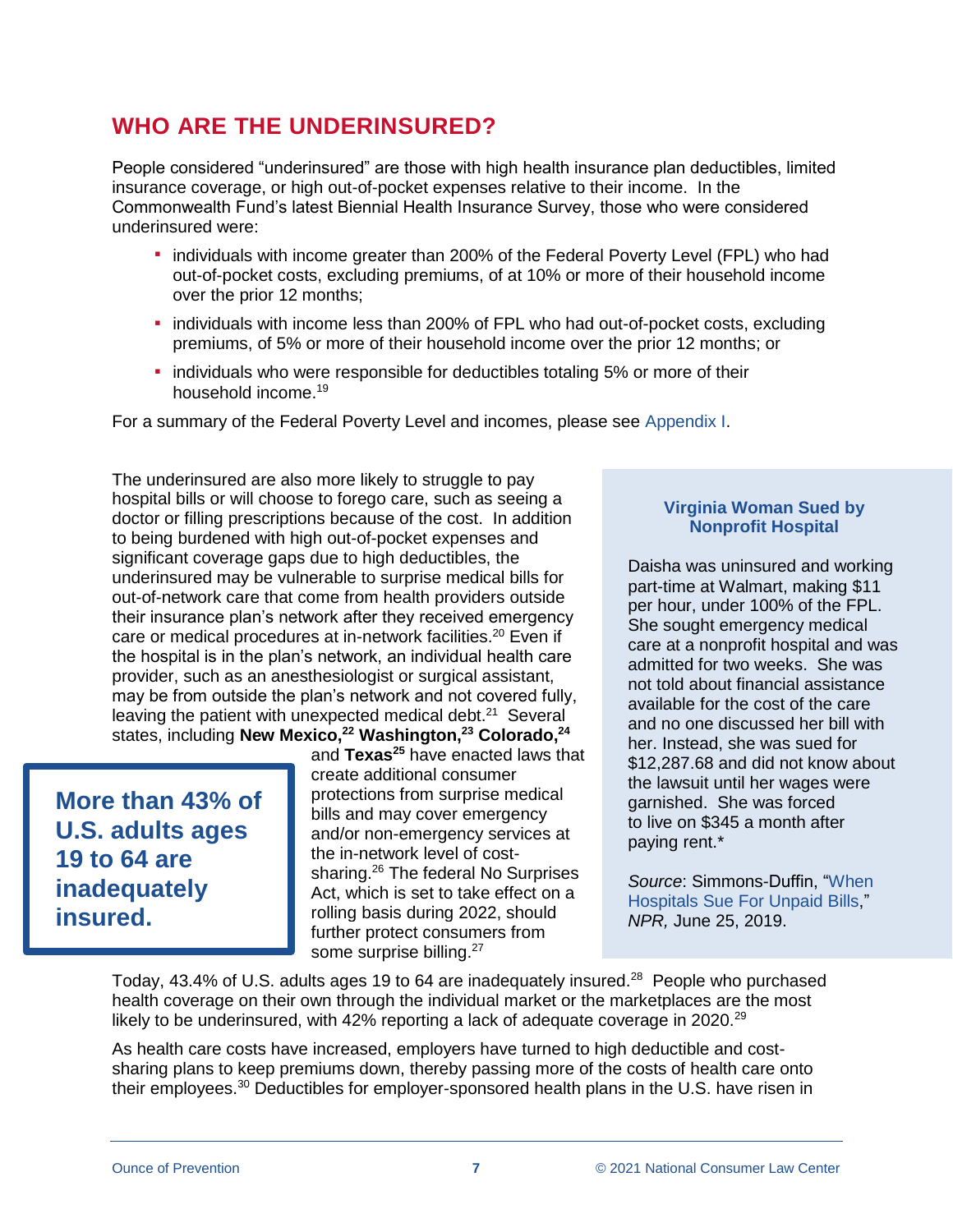## WHO ARE THE UNDERINSURED?

People considered "underinsured" are those with high health insurance plan deductibles, limited insurance coverage, or high out-of-pocket expenses relative to their income. In the Commonwealth Fund's latest Biennial Health Insurance Survey, those who were considered underinsured were:

- individuals with income greater than 200% of the Federal Poverty Level (FPL) who had out-of-pocket costs, excluding premiums, of at 10% or more of their household income over the prior 12 months;
- individuals with income less than 200% of FPL who had out-of-pocket costs, excluding premiums, of 5% or more of their household income over the prior 12 months; or
- individuals who were responsible for deductibles totaling 5% or more of their household income.[19]

For a summary of the Federal Poverty Level and incomes, please see Appendix I.

The underinsured are also more likely to struggle to pay hospital bills or will choose to forego care, such as seeing a doctor or filling prescriptions because of the cost. In addition to being burdened with high out-of-pocket expenses and significant coverage gaps due to high deductibles, the underinsured may be vulnerable to surprise medical bills for out-of-network care that come from health providers outside their insurance plan's network after they received emergency care or medical procedures at in-network facilities.[20] Even if the hospital is in the plan's network, an individual health care provider, such as an anesthesiologist or surgical assistant, may be from outside the plan's network and not covered fully, leaving the patient with unexpected medical debt.[21] Several states, including **New Mexico,**[22] **Washington,**[23] **Colorado,**[24] and **Texas**[25] have enacted laws that create additional consumer protections from surprise medical bills and may cover emergency and/or non-emergency services at the in-network level of cost-sharing.[26] The federal No Surprises Act, which is set to take effect on a rolling basis during 2022, should further protect consumers from some surprise billing.[27]

**More than 43% of U.S. adults ages 19 to 64 are inadequately insured.**

**Virginia Woman Sued by Nonprofit Hospital**

Daisha was uninsured and working part-time at Walmart, making $11 per hour, under 100% of the FPL. She sought emergency medical care at a nonprofit hospital and was admitted for two weeks. She was not told about financial assistance available for the cost of the care and no one discussed her bill with her. Instead, she was sued for $12,287.68 and did not know about the lawsuit until her wages were garnished. She was forced to live on $345 a month after paying rent.*

*Source*: Simmons-Duffin, "When Hospitals Sue For Unpaid Bills," *NPR,* June 25, 2019.

Today, 43.4% of U.S. adults ages 19 to 64 are inadequately insured.[28] People who purchased health coverage on their own through the individual market or the marketplaces are the most likely to be underinsured, with 42% reporting a lack of adequate coverage in 2020.[29]

As health care costs have increased, employers have turned to high deductible and cost-sharing plans to keep premiums down, thereby passing more of the costs of health care onto their employees.[30] Deductibles for employer-sponsored health plans in the U.S. have risen in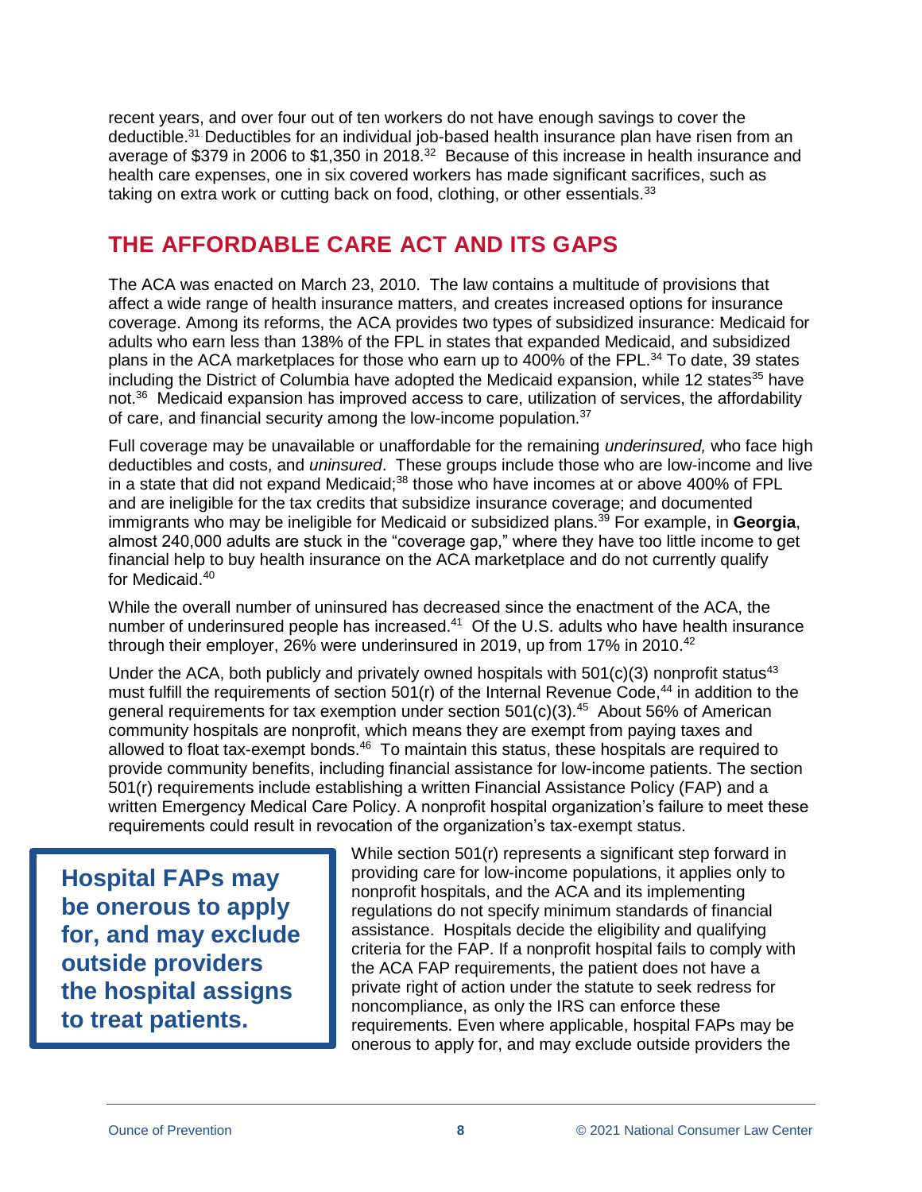recent years, and over four out of ten workers do not have enough savings to cover the deductible.[31] Deductibles for an individual job-based health insurance plan have risen from an average of $379 in 2006 to $1,350 in 2018.[32] Because of this increase in health insurance and health care expenses, one in six covered workers has made significant sacrifices, such as taking on extra work or cutting back on food, clothing, or other essentials.[33]

## THE AFFORDABLE CARE ACT AND ITS GAPS

The ACA was enacted on March 23, 2010. The law contains a multitude of provisions that affect a wide range of health insurance matters, and creates increased options for insurance coverage. Among its reforms, the ACA provides two types of subsidized insurance: Medicaid for adults who earn less than 138% of the FPL in states that expanded Medicaid, and subsidized plans in the ACA marketplaces for those who earn up to 400% of the FPL.[34] To date, 39 states including the District of Columbia have adopted the Medicaid expansion, while 12 states[35] have not.[36] Medicaid expansion has improved access to care, utilization of services, the affordability of care, and financial security among the low-income population.[37]

Full coverage may be unavailable or unaffordable for the remaining *underinsured,* who face high deductibles and costs, and *uninsured*. These groups include those who are low-income and live in a state that did not expand Medicaid;[38] those who have incomes at or above 400% of FPL and are ineligible for the tax credits that subsidize insurance coverage; and documented immigrants who may be ineligible for Medicaid or subsidized plans.[39] For example, in **Georgia**, almost 240,000 adults are stuck in the "coverage gap," where they have too little income to get financial help to buy health insurance on the ACA marketplace and do not currently qualify for Medicaid.[40]

While the overall number of uninsured has decreased since the enactment of the ACA, the number of underinsured people has increased.[41] Of the U.S. adults who have health insurance through their employer, 26% were underinsured in 2019, up from 17% in 2010.[42]

Under the ACA, both publicly and privately owned hospitals with 501(c)(3) nonprofit status[43] must fulfill the requirements of section 501(r) of the Internal Revenue Code,[44] in addition to the general requirements for tax exemption under section 501(c)(3).[45] About 56% of American community hospitals are nonprofit, which means they are exempt from paying taxes and allowed to float tax-exempt bonds.[46] To maintain this status, these hospitals are required to provide community benefits, including financial assistance for low-income patients. The section 501(r) requirements include establishing a written Financial Assistance Policy (FAP) and a written Emergency Medical Care Policy. A nonprofit hospital organization's failure to meet these requirements could result in revocation of the organization's tax-exempt status.

> **Hospital FAPs may be onerous to apply for, and may exclude outside providers the hospital assigns to treat patients.**

While section 501(r) represents a significant step forward in providing care for low-income populations, it applies only to nonprofit hospitals, and the ACA and its implementing regulations do not specify minimum standards of financial assistance. Hospitals decide the eligibility and qualifying criteria for the FAP. If a nonprofit hospital fails to comply with the ACA FAP requirements, the patient does not have a private right of action under the statute to seek redress for noncompliance, as only the IRS can enforce these requirements. Even where applicable, hospital FAPs may be onerous to apply for, and may exclude outside providers the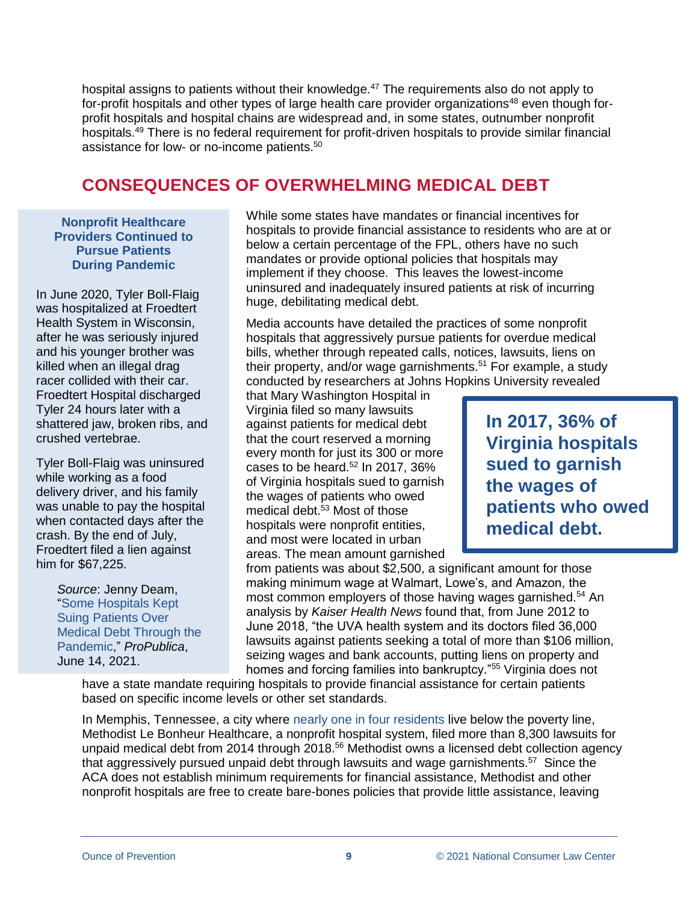hospital assigns to patients without their knowledge.[47] The requirements also do not apply to for-profit hospitals and other types of large health care provider organizations[48] even though for-profit hospitals and hospital chains are widespread and, in some states, outnumber nonprofit hospitals.[49] There is no federal requirement for profit-driven hospitals to provide similar financial assistance for low- or no-income patients.[50]

## CONSEQUENCES OF OVERWHELMING MEDICAL DEBT

> **Nonprofit Healthcare Providers Continued to Pursue Patients During Pandemic**
>
> In June 2020, Tyler Boll-Flaig was hospitalized at Froedtert Health System in Wisconsin, after he was seriously injured and his younger brother was killed when an illegal drag racer collided with their car. Froedtert Hospital discharged Tyler 24 hours later with a shattered jaw, broken ribs, and crushed vertebrae.
>
> Tyler Boll-Flaig was uninsured while working as a food delivery driver, and his family was unable to pay the hospital when contacted days after the crash. By the end of July, Froedtert filed a lien against him for $67,225.
>
> *Source*: Jenny Deam, "Some Hospitals Kept Suing Patients Over Medical Debt Through the Pandemic," *ProPublica*, June 14, 2021.

While some states have mandates or financial incentives for hospitals to provide financial assistance to residents who are at or below a certain percentage of the FPL, others have no such mandates or provide optional policies that hospitals may implement if they choose. This leaves the lowest-income uninsured and inadequately insured patients at risk of incurring huge, debilitating medical debt.

Media accounts have detailed the practices of some nonprofit hospitals that aggressively pursue patients for overdue medical bills, whether through repeated calls, notices, lawsuits, liens on their property, and/or wage garnishments.[51] For example, a study conducted by researchers at Johns Hopkins University revealed that Mary Washington Hospital in Virginia filed so many lawsuits against patients for medical debt that the court reserved a morning every month for just its 300 or more cases to be heard.[52] In 2017, 36% of Virginia hospitals sued to garnish the wages of patients who owed medical debt.[53] Most of those hospitals were nonprofit entities, and most were located in urban areas. The mean amount garnished from patients was about $2,500, a significant amount for those making minimum wage at Walmart, Lowe's, and Amazon, the most common employers of those having wages garnished.[54] An analysis by *Kaiser Health News* found that, from June 2012 to June 2018, "the UVA health system and its doctors filed 36,000 lawsuits against patients seeking a total of more than $106 million, seizing wages and bank accounts, putting liens on property and homes and forcing families into bankruptcy."[55] Virginia does not have a state mandate requiring hospitals to provide financial assistance for certain patients based on specific income levels or other set standards.

> **In 2017, 36% of Virginia hospitals sued to garnish the wages of patients who owed medical debt.**

In Memphis, Tennessee, a city where nearly one in four residents live below the poverty line, Methodist Le Bonheur Healthcare, a nonprofit hospital system, filed more than 8,300 lawsuits for unpaid medical debt from 2014 through 2018.[56] Methodist owns a licensed debt collection agency that aggressively pursued unpaid debt through lawsuits and wage garnishments.[57] Since the ACA does not establish minimum requirements for financial assistance, Methodist and other nonprofit hospitals are free to create bare-bones policies that provide little assistance, leaving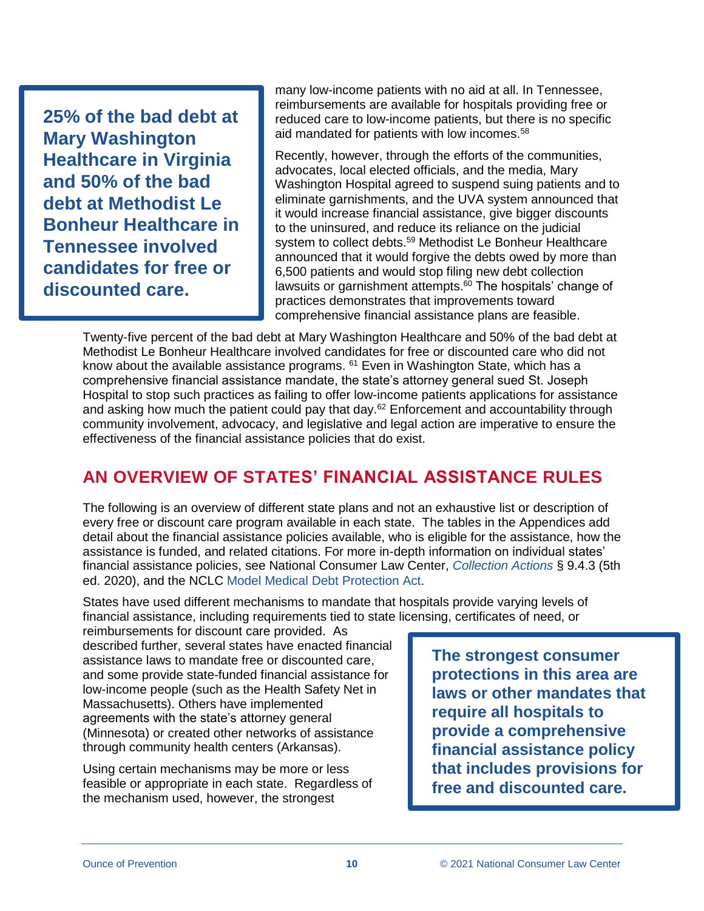**25% of the bad debt at Mary Washington Healthcare in Virginia and 50% of the bad debt at Methodist Le Bonheur Healthcare in Tennessee involved candidates for free or discounted care.**

many low-income patients with no aid at all. In Tennessee, reimbursements are available for hospitals providing free or reduced care to low-income patients, but there is no specific aid mandated for patients with low incomes.[58]

Recently, however, through the efforts of the communities, advocates, local elected officials, and the media, Mary Washington Hospital agreed to suspend suing patients and to eliminate garnishments, and the UVA system announced that it would increase financial assistance, give bigger discounts to the uninsured, and reduce its reliance on the judicial system to collect debts.[59] Methodist Le Bonheur Healthcare announced that it would forgive the debts owed by more than 6,500 patients and would stop filing new debt collection lawsuits or garnishment attempts.[60] The hospitals' change of practices demonstrates that improvements toward comprehensive financial assistance plans are feasible.

Twenty-five percent of the bad debt at Mary Washington Healthcare and 50% of the bad debt at Methodist Le Bonheur Healthcare involved candidates for free or discounted care who did not know about the available assistance programs.[61] Even in Washington State, which has a comprehensive financial assistance mandate, the state's attorney general sued St. Joseph Hospital to stop such practices as failing to offer low-income patients applications for assistance and asking how much the patient could pay that day.[62] Enforcement and accountability through community involvement, advocacy, and legislative and legal action are imperative to ensure the effectiveness of the financial assistance policies that do exist.

## AN OVERVIEW OF STATES' FINANCIAL ASSISTANCE RULES

The following is an overview of different state plans and not an exhaustive list or description of every free or discount care program available in each state. The tables in the Appendices add detail about the financial assistance policies available, who is eligible for the assistance, how the assistance is funded, and related citations. For more in-depth information on individual states' financial assistance policies, see National Consumer Law Center, *Collection Actions* § 9.4.3 (5th ed. 2020), and the NCLC Model Medical Debt Protection Act.

States have used different mechanisms to mandate that hospitals provide varying levels of financial assistance, including requirements tied to state licensing, certificates of need, or reimbursements for discount care provided. As described further, several states have enacted financial assistance laws to mandate free or discounted care, and some provide state-funded financial assistance for low-income people (such as the Health Safety Net in Massachusetts). Others have implemented agreements with the state's attorney general (Minnesota) or created other networks of assistance through community health centers (Arkansas).

**The strongest consumer protections in this area are laws or other mandates that require all hospitals to provide a comprehensive financial assistance policy that includes provisions for free and discounted care.**

Using certain mechanisms may be more or less feasible or appropriate in each state. Regardless of the mechanism used, however, the strongest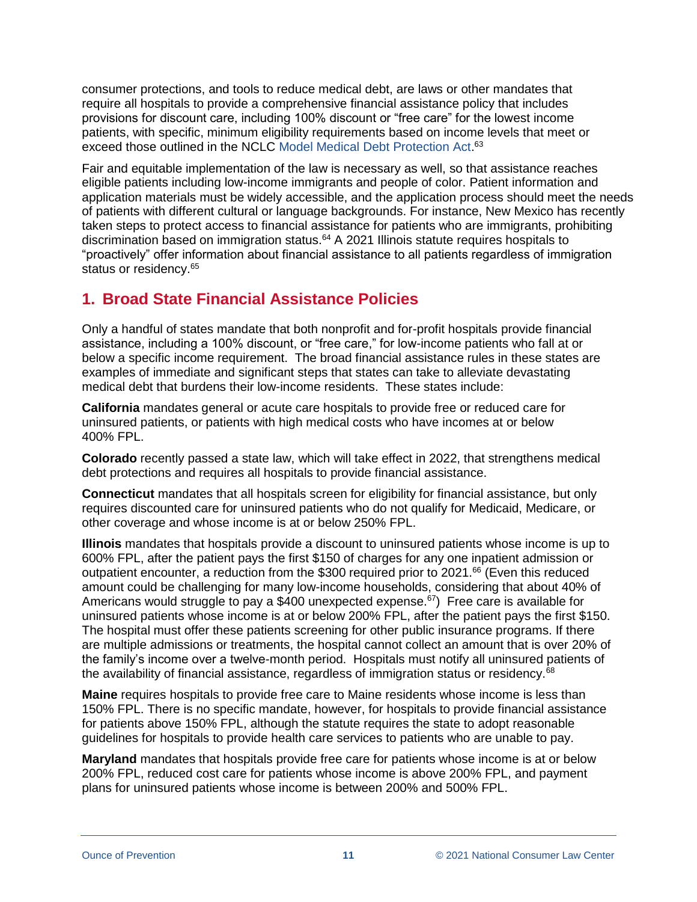consumer protections, and tools to reduce medical debt, are laws or other mandates that require all hospitals to provide a comprehensive financial assistance policy that includes provisions for discount care, including 100% discount or "free care" for the lowest income patients, with specific, minimum eligibility requirements based on income levels that meet or exceed those outlined in the NCLC Model Medical Debt Protection Act.[63]

Fair and equitable implementation of the law is necessary as well, so that assistance reaches eligible patients including low-income immigrants and people of color. Patient information and application materials must be widely accessible, and the application process should meet the needs of patients with different cultural or language backgrounds. For instance, New Mexico has recently taken steps to protect access to financial assistance for patients who are immigrants, prohibiting discrimination based on immigration status.[64] A 2021 Illinois statute requires hospitals to "proactively" offer information about financial assistance to all patients regardless of immigration status or residency.[65]

## 1. Broad State Financial Assistance Policies

Only a handful of states mandate that both nonprofit and for-profit hospitals provide financial assistance, including a 100% discount, or "free care," for low-income patients who fall at or below a specific income requirement. The broad financial assistance rules in these states are examples of immediate and significant steps that states can take to alleviate devastating medical debt that burdens their low-income residents. These states include:

**California** mandates general or acute care hospitals to provide free or reduced care for uninsured patients, or patients with high medical costs who have incomes at or below 400% FPL.

**Colorado** recently passed a state law, which will take effect in 2022, that strengthens medical debt protections and requires all hospitals to provide financial assistance.

**Connecticut** mandates that all hospitals screen for eligibility for financial assistance, but only requires discounted care for uninsured patients who do not qualify for Medicaid, Medicare, or other coverage and whose income is at or below 250% FPL.

**Illinois** mandates that hospitals provide a discount to uninsured patients whose income is up to 600% FPL, after the patient pays the first $150 of charges for any one inpatient admission or outpatient encounter, a reduction from the $300 required prior to 2021.[66] (Even this reduced amount could be challenging for many low-income households, considering that about 40% of Americans would struggle to pay a $400 unexpected expense.[67]) Free care is available for uninsured patients whose income is at or below 200% FPL, after the patient pays the first $150. The hospital must offer these patients screening for other public insurance programs. If there are multiple admissions or treatments, the hospital cannot collect an amount that is over 20% of the family's income over a twelve-month period. Hospitals must notify all uninsured patients of the availability of financial assistance, regardless of immigration status or residency.[68]

**Maine** requires hospitals to provide free care to Maine residents whose income is less than 150% FPL. There is no specific mandate, however, for hospitals to provide financial assistance for patients above 150% FPL, although the statute requires the state to adopt reasonable guidelines for hospitals to provide health care services to patients who are unable to pay.

**Maryland** mandates that hospitals provide free care for patients whose income is at or below 200% FPL, reduced cost care for patients whose income is above 200% FPL, and payment plans for uninsured patients whose income is between 200% and 500% FPL.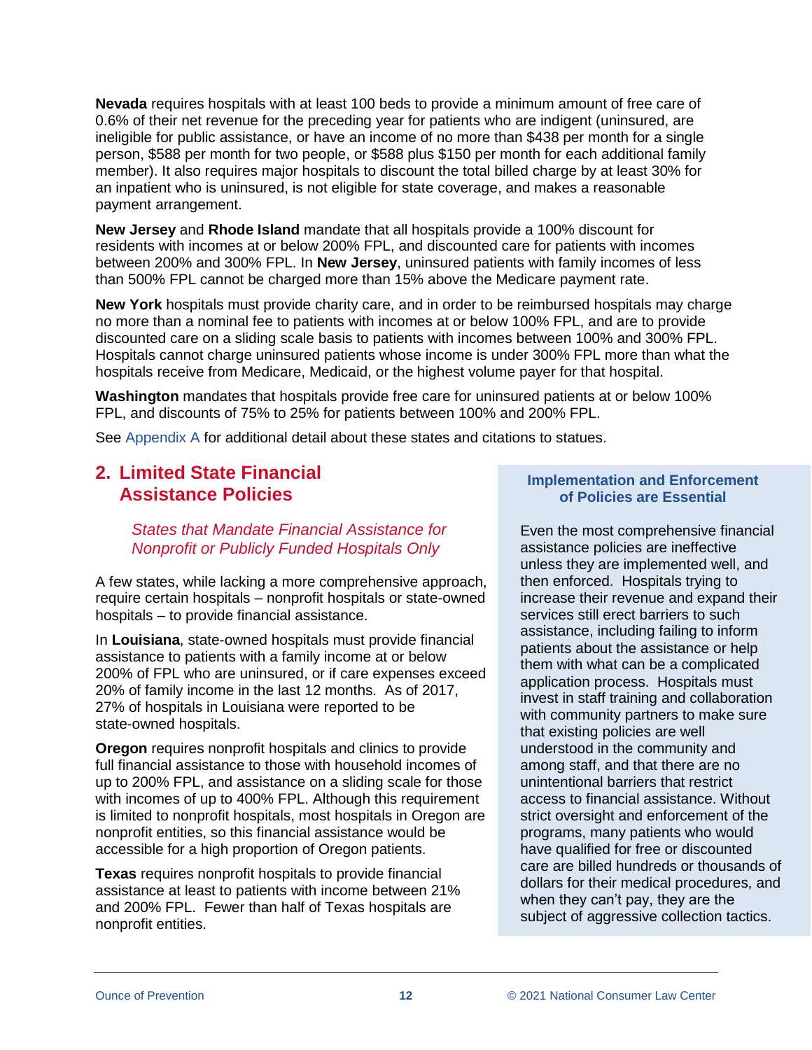**Nevada** requires hospitals with at least 100 beds to provide a minimum amount of free care of 0.6% of their net revenue for the preceding year for patients who are indigent (uninsured, are ineligible for public assistance, or have an income of no more than $438 per month for a single person, $588 per month for two people, or $588 plus $150 per month for each additional family member). It also requires major hospitals to discount the total billed charge by at least 30% for an inpatient who is uninsured, is not eligible for state coverage, and makes a reasonable payment arrangement.

**New Jersey** and **Rhode Island** mandate that all hospitals provide a 100% discount for residents with incomes at or below 200% FPL, and discounted care for patients with incomes between 200% and 300% FPL. In **New Jersey**, uninsured patients with family incomes of less than 500% FPL cannot be charged more than 15% above the Medicare payment rate.

**New York** hospitals must provide charity care, and in order to be reimbursed hospitals may charge no more than a nominal fee to patients with incomes at or below 100% FPL, and are to provide discounted care on a sliding scale basis to patients with incomes between 100% and 300% FPL. Hospitals cannot charge uninsured patients whose income is under 300% FPL more than what the hospitals receive from Medicare, Medicaid, or the highest volume payer for that hospital.

**Washington** mandates that hospitals provide free care for uninsured patients at or below 100% FPL, and discounts of 75% to 25% for patients between 100% and 200% FPL.

See Appendix A for additional detail about these states and citations to statues.

## 2. Limited State Financial Assistance Policies

### *States that Mandate Financial Assistance for Nonprofit or Publicly Funded Hospitals Only*

A few states, while lacking a more comprehensive approach, require certain hospitals – nonprofit hospitals or state-owned hospitals – to provide financial assistance.

In **Louisiana**, state-owned hospitals must provide financial assistance to patients with a family income at or below 200% of FPL who are uninsured, or if care expenses exceed 20% of family income in the last 12 months. As of 2017, 27% of hospitals in Louisiana were reported to be state-owned hospitals.

**Oregon** requires nonprofit hospitals and clinics to provide full financial assistance to those with household incomes of up to 200% FPL, and assistance on a sliding scale for those with incomes of up to 400% FPL. Although this requirement is limited to nonprofit hospitals, most hospitals in Oregon are nonprofit entities, so this financial assistance would be accessible for a high proportion of Oregon patients.

**Texas** requires nonprofit hospitals to provide financial assistance at least to patients with income between 21% and 200% FPL. Fewer than half of Texas hospitals are nonprofit entities.

**Implementation and Enforcement of Policies are Essential**

Even the most comprehensive financial assistance policies are ineffective unless they are implemented well, and then enforced. Hospitals trying to increase their revenue and expand their services still erect barriers to such assistance, including failing to inform patients about the assistance or help them with what can be a complicated application process. Hospitals must invest in staff training and collaboration with community partners to make sure that existing policies are well understood in the community and among staff, and that there are no unintentional barriers that restrict access to financial assistance. Without strict oversight and enforcement of the programs, many patients who would have qualified for free or discounted care are billed hundreds or thousands of dollars for their medical procedures, and when they can't pay, they are the subject of aggressive collection tactics.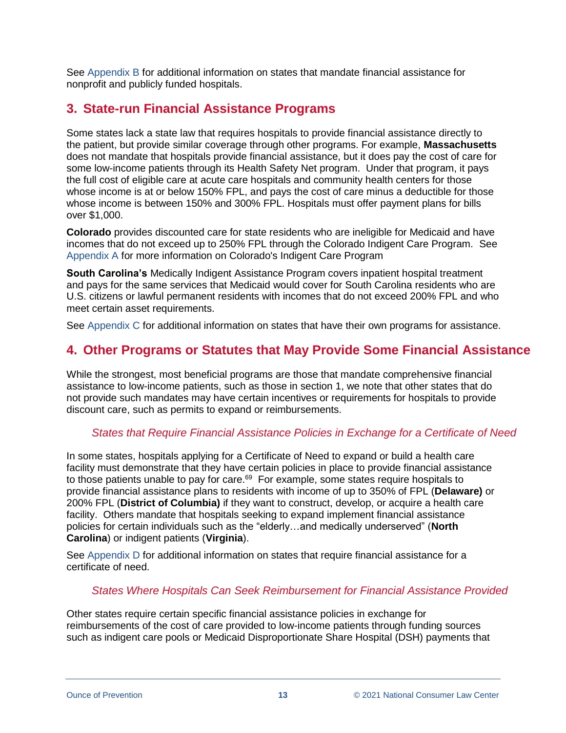See Appendix B for additional information on states that mandate financial assistance for nonprofit and publicly funded hospitals.

## 3. State-run Financial Assistance Programs

Some states lack a state law that requires hospitals to provide financial assistance directly to the patient, but provide similar coverage through other programs. For example, **Massachusetts** does not mandate that hospitals provide financial assistance, but it does pay the cost of care for some low-income patients through its Health Safety Net program. Under that program, it pays the full cost of eligible care at acute care hospitals and community health centers for those whose income is at or below 150% FPL, and pays the cost of care minus a deductible for those whose income is between 150% and 300% FPL. Hospitals must offer payment plans for bills over $1,000.

**Colorado** provides discounted care for state residents who are ineligible for Medicaid and have incomes that do not exceed up to 250% FPL through the Colorado Indigent Care Program. See Appendix A for more information on Colorado's Indigent Care Program

**South Carolina's** Medically Indigent Assistance Program covers inpatient hospital treatment and pays for the same services that Medicaid would cover for South Carolina residents who are U.S. citizens or lawful permanent residents with incomes that do not exceed 200% FPL and who meet certain asset requirements.

See Appendix C for additional information on states that have their own programs for assistance.

## 4. Other Programs or Statutes that May Provide Some Financial Assistance

While the strongest, most beneficial programs are those that mandate comprehensive financial assistance to low-income patients, such as those in section 1, we note that other states that do not provide such mandates may have certain incentives or requirements for hospitals to provide discount care, such as permits to expand or reimbursements.

### *States that Require Financial Assistance Policies in Exchange for a Certificate of Need*

In some states, hospitals applying for a Certificate of Need to expand or build a health care facility must demonstrate that they have certain policies in place to provide financial assistance to those patients unable to pay for care.[69] For example, some states require hospitals to provide financial assistance plans to residents with income of up to 350% of FPL (**Delaware)** or 200% FPL (**District of Columbia)** if they want to construct, develop, or acquire a health care facility. Others mandate that hospitals seeking to expand implement financial assistance policies for certain individuals such as the "elderly…and medically underserved" (**North Carolina**) or indigent patients (**Virginia**).

See Appendix D for additional information on states that require financial assistance for a certificate of need.

### *States Where Hospitals Can Seek Reimbursement for Financial Assistance Provided*

Other states require certain specific financial assistance policies in exchange for reimbursements of the cost of care provided to low-income patients through funding sources such as indigent care pools or Medicaid Disproportionate Share Hospital (DSH) payments that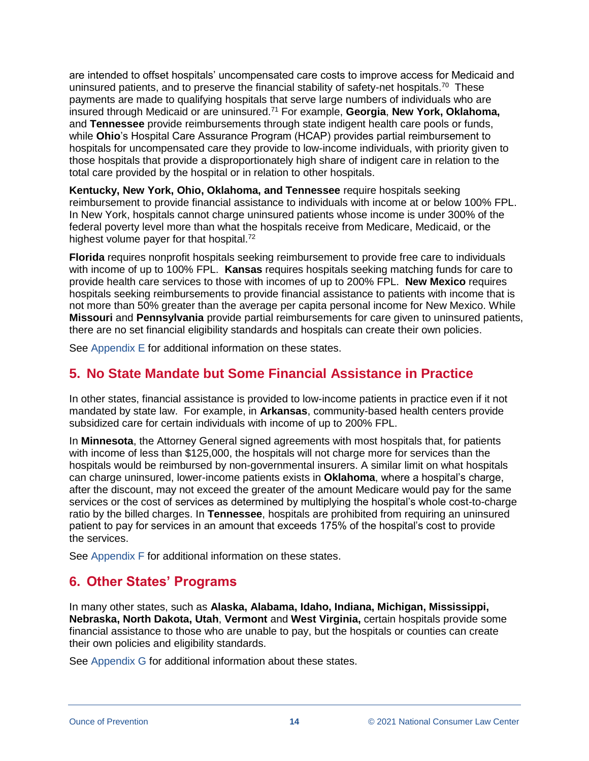are intended to offset hospitals' uncompensated care costs to improve access for Medicaid and uninsured patients, and to preserve the financial stability of safety-net hospitals.[70] These payments are made to qualifying hospitals that serve large numbers of individuals who are insured through Medicaid or are uninsured.[71] For example, **Georgia**, **New York, Oklahoma,** and **Tennessee** provide reimbursements through state indigent health care pools or funds, while **Ohio**'s Hospital Care Assurance Program (HCAP) provides partial reimbursement to hospitals for uncompensated care they provide to low-income individuals, with priority given to those hospitals that provide a disproportionately high share of indigent care in relation to the total care provided by the hospital or in relation to other hospitals.

**Kentucky, New York, Ohio, Oklahoma, and Tennessee** require hospitals seeking reimbursement to provide financial assistance to individuals with income at or below 100% FPL. In New York, hospitals cannot charge uninsured patients whose income is under 300% of the federal poverty level more than what the hospitals receive from Medicare, Medicaid, or the highest volume payer for that hospital.[72]

**Florida** requires nonprofit hospitals seeking reimbursement to provide free care to individuals with income of up to 100% FPL. **Kansas** requires hospitals seeking matching funds for care to provide health care services to those with incomes of up to 200% FPL. **New Mexico** requires hospitals seeking reimbursements to provide financial assistance to patients with income that is not more than 50% greater than the average per capita personal income for New Mexico. While **Missouri** and **Pennsylvania** provide partial reimbursements for care given to uninsured patients, there are no set financial eligibility standards and hospitals can create their own policies.

See Appendix E for additional information on these states.

## 5. No State Mandate but Some Financial Assistance in Practice

In other states, financial assistance is provided to low-income patients in practice even if it not mandated by state law. For example, in **Arkansas**, community-based health centers provide subsidized care for certain individuals with income of up to 200% FPL.

In **Minnesota**, the Attorney General signed agreements with most hospitals that, for patients with income of less than $125,000, the hospitals will not charge more for services than the hospitals would be reimbursed by non-governmental insurers. A similar limit on what hospitals can charge uninsured, lower-income patients exists in **Oklahoma**, where a hospital's charge, after the discount, may not exceed the greater of the amount Medicare would pay for the same services or the cost of services as determined by multiplying the hospital's whole cost-to-charge ratio by the billed charges. In **Tennessee**, hospitals are prohibited from requiring an uninsured patient to pay for services in an amount that exceeds 175% of the hospital's cost to provide the services.

See Appendix F for additional information on these states.

## 6. Other States' Programs

In many other states, such as **Alaska, Alabama, Idaho, Indiana, Michigan, Mississippi, Nebraska, North Dakota, Utah**, **Vermont** and **West Virginia,** certain hospitals provide some financial assistance to those who are unable to pay, but the hospitals or counties can create their own policies and eligibility standards.

See Appendix G for additional information about these states.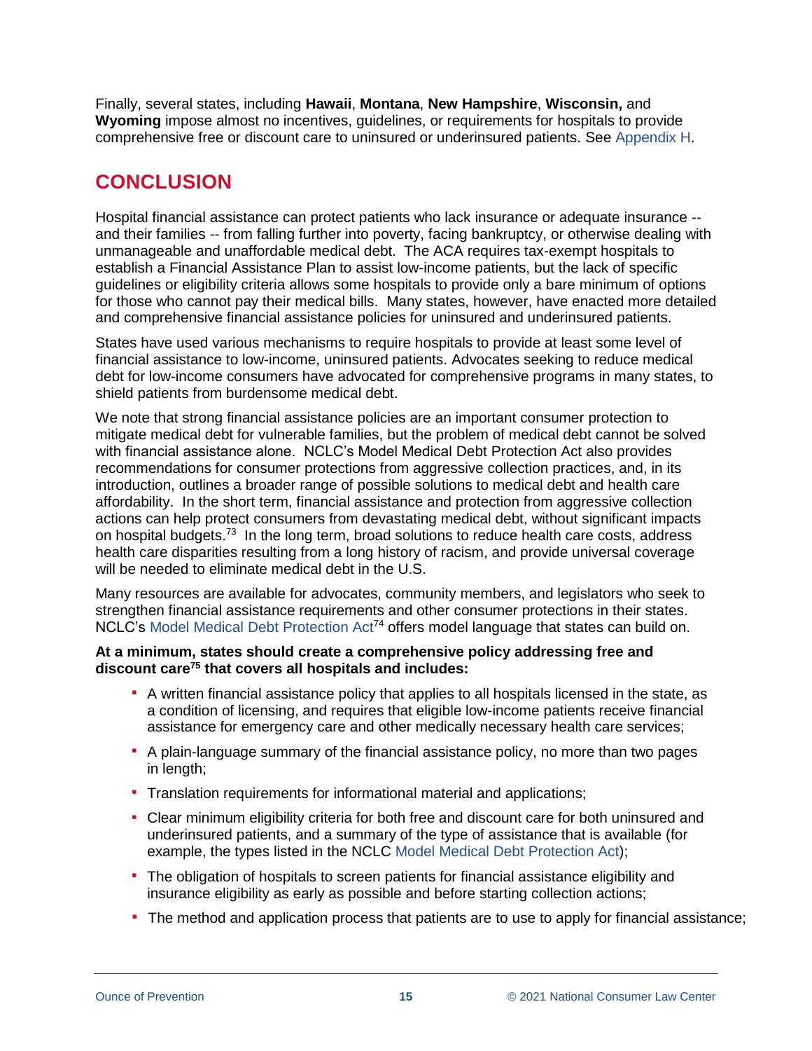Finally, several states, including **Hawaii**, **Montana**, **New Hampshire**, **Wisconsin,** and **Wyoming** impose almost no incentives, guidelines, or requirements for hospitals to provide comprehensive free or discount care to uninsured or underinsured patients. See Appendix H.

## CONCLUSION

Hospital financial assistance can protect patients who lack insurance or adequate insurance -- and their families -- from falling further into poverty, facing bankruptcy, or otherwise dealing with unmanageable and unaffordable medical debt. The ACA requires tax-exempt hospitals to establish a Financial Assistance Plan to assist low-income patients, but the lack of specific guidelines or eligibility criteria allows some hospitals to provide only a bare minimum of options for those who cannot pay their medical bills. Many states, however, have enacted more detailed and comprehensive financial assistance policies for uninsured and underinsured patients.

States have used various mechanisms to require hospitals to provide at least some level of financial assistance to low-income, uninsured patients. Advocates seeking to reduce medical debt for low-income consumers have advocated for comprehensive programs in many states, to shield patients from burdensome medical debt.

We note that strong financial assistance policies are an important consumer protection to mitigate medical debt for vulnerable families, but the problem of medical debt cannot be solved with financial assistance alone. NCLC's Model Medical Debt Protection Act also provides recommendations for consumer protections from aggressive collection practices, and, in its introduction, outlines a broader range of possible solutions to medical debt and health care affordability. In the short term, financial assistance and protection from aggressive collection actions can help protect consumers from devastating medical debt, without significant impacts on hospital budgets.[73] In the long term, broad solutions to reduce health care costs, address health care disparities resulting from a long history of racism, and provide universal coverage will be needed to eliminate medical debt in the U.S.

Many resources are available for advocates, community members, and legislators who seek to strengthen financial assistance requirements and other consumer protections in their states. NCLC's Model Medical Debt Protection Act[74] offers model language that states can build on.

**At a minimum, states should create a comprehensive policy addressing free and discount care[75] that covers all hospitals and includes:**

- A written financial assistance policy that applies to all hospitals licensed in the state, as a condition of licensing, and requires that eligible low-income patients receive financial assistance for emergency care and other medically necessary health care services;
- A plain-language summary of the financial assistance policy, no more than two pages in length;
- Translation requirements for informational material and applications;
- Clear minimum eligibility criteria for both free and discount care for both uninsured and underinsured patients, and a summary of the type of assistance that is available (for example, the types listed in the NCLC Model Medical Debt Protection Act);
- The obligation of hospitals to screen patients for financial assistance eligibility and insurance eligibility as early as possible and before starting collection actions;
- The method and application process that patients are to use to apply for financial assistance;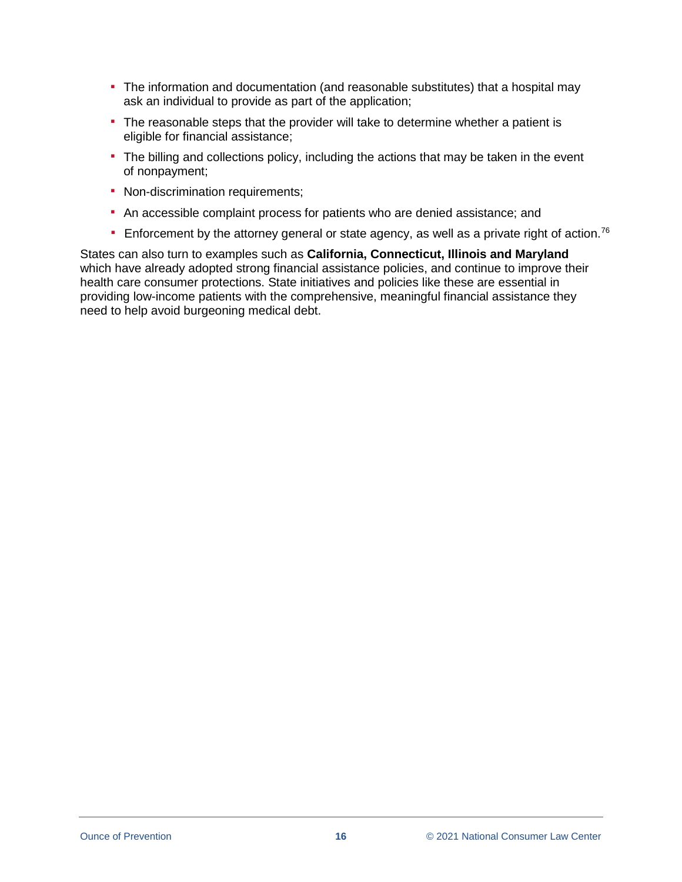- The information and documentation (and reasonable substitutes) that a hospital may ask an individual to provide as part of the application;
- The reasonable steps that the provider will take to determine whether a patient is eligible for financial assistance;
- The billing and collections policy, including the actions that may be taken in the event of nonpayment;
- Non-discrimination requirements;
- An accessible complaint process for patients who are denied assistance; and
- Enforcement by the attorney general or state agency, as well as a private right of action.[76]

States can also turn to examples such as **California, Connecticut, Illinois and Maryland** which have already adopted strong financial assistance policies, and continue to improve their health care consumer protections. State initiatives and policies like these are essential in providing low-income patients with the comprehensive, meaningful financial assistance they need to help avoid burgeoning medical debt.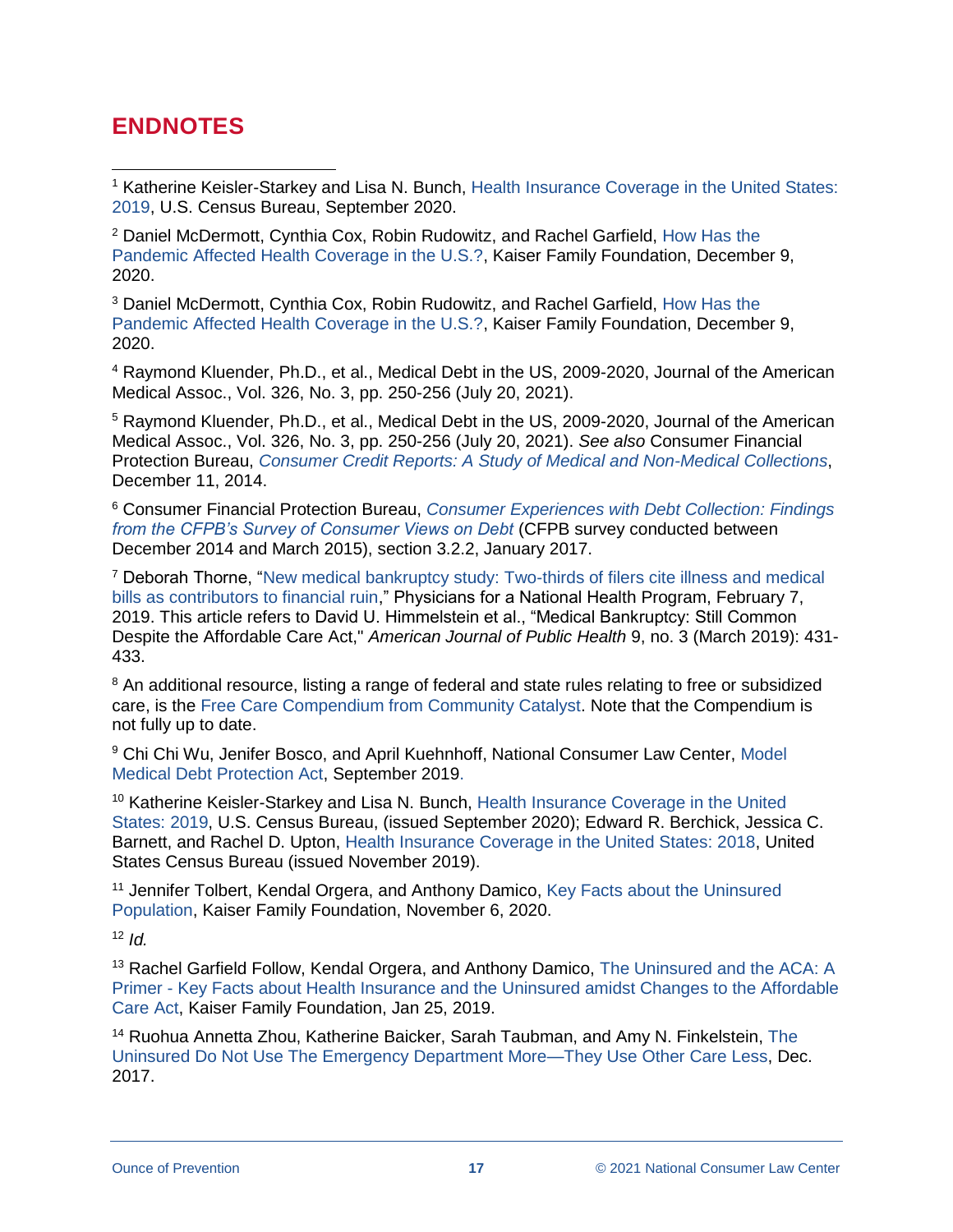## ENDNOTES

[1] Katherine Keisler-Starkey and Lisa N. Bunch, Health Insurance Coverage in the United States: 2019, U.S. Census Bureau, September 2020.

[2] Daniel McDermott, Cynthia Cox, Robin Rudowitz, and Rachel Garfield, How Has the Pandemic Affected Health Coverage in the U.S.?, Kaiser Family Foundation, December 9, 2020.

[3] Daniel McDermott, Cynthia Cox, Robin Rudowitz, and Rachel Garfield, How Has the Pandemic Affected Health Coverage in the U.S.?, Kaiser Family Foundation, December 9, 2020.

[4] Raymond Kluender, Ph.D., et al., Medical Debt in the US, 2009-2020, Journal of the American Medical Assoc., Vol. 326, No. 3, pp. 250-256 (July 20, 2021).

[5] Raymond Kluender, Ph.D., et al., Medical Debt in the US, 2009-2020, Journal of the American Medical Assoc., Vol. 326, No. 3, pp. 250-256 (July 20, 2021). *See also* Consumer Financial Protection Bureau, *Consumer Credit Reports: A Study of Medical and Non-Medical Collections*, December 11, 2014.

[6] Consumer Financial Protection Bureau, *Consumer Experiences with Debt Collection: Findings from the CFPB's Survey of Consumer Views on Debt* (CFPB survey conducted between December 2014 and March 2015), section 3.2.2, January 2017.

[7] Deborah Thorne, "New medical bankruptcy study: Two-thirds of filers cite illness and medical bills as contributors to financial ruin," Physicians for a National Health Program, February 7, 2019. This article refers to David U. Himmelstein et al., "Medical Bankruptcy: Still Common Despite the Affordable Care Act," *American Journal of Public Health* 9, no. 3 (March 2019): 431-433.

[8] An additional resource, listing a range of federal and state rules relating to free or subsidized care, is the Free Care Compendium from Community Catalyst. Note that the Compendium is not fully up to date.

[9] Chi Chi Wu, Jenifer Bosco, and April Kuehnhoff, National Consumer Law Center, Model Medical Debt Protection Act, September 2019.

[10] Katherine Keisler-Starkey and Lisa N. Bunch, Health Insurance Coverage in the United States: 2019, U.S. Census Bureau, (issued September 2020); Edward R. Berchick, Jessica C. Barnett, and Rachel D. Upton, Health Insurance Coverage in the United States: 2018, United States Census Bureau (issued November 2019).

[11] Jennifer Tolbert, Kendal Orgera, and Anthony Damico, Key Facts about the Uninsured Population, Kaiser Family Foundation, November 6, 2020.

[12] *Id.*

[13] Rachel Garfield Follow, Kendal Orgera, and Anthony Damico, The Uninsured and the ACA: A Primer - Key Facts about Health Insurance and the Uninsured amidst Changes to the Affordable Care Act, Kaiser Family Foundation, Jan 25, 2019.

[14] Ruohua Annetta Zhou, Katherine Baicker, Sarah Taubman, and Amy N. Finkelstein, The Uninsured Do Not Use The Emergency Department More—They Use Other Care Less, Dec. 2017.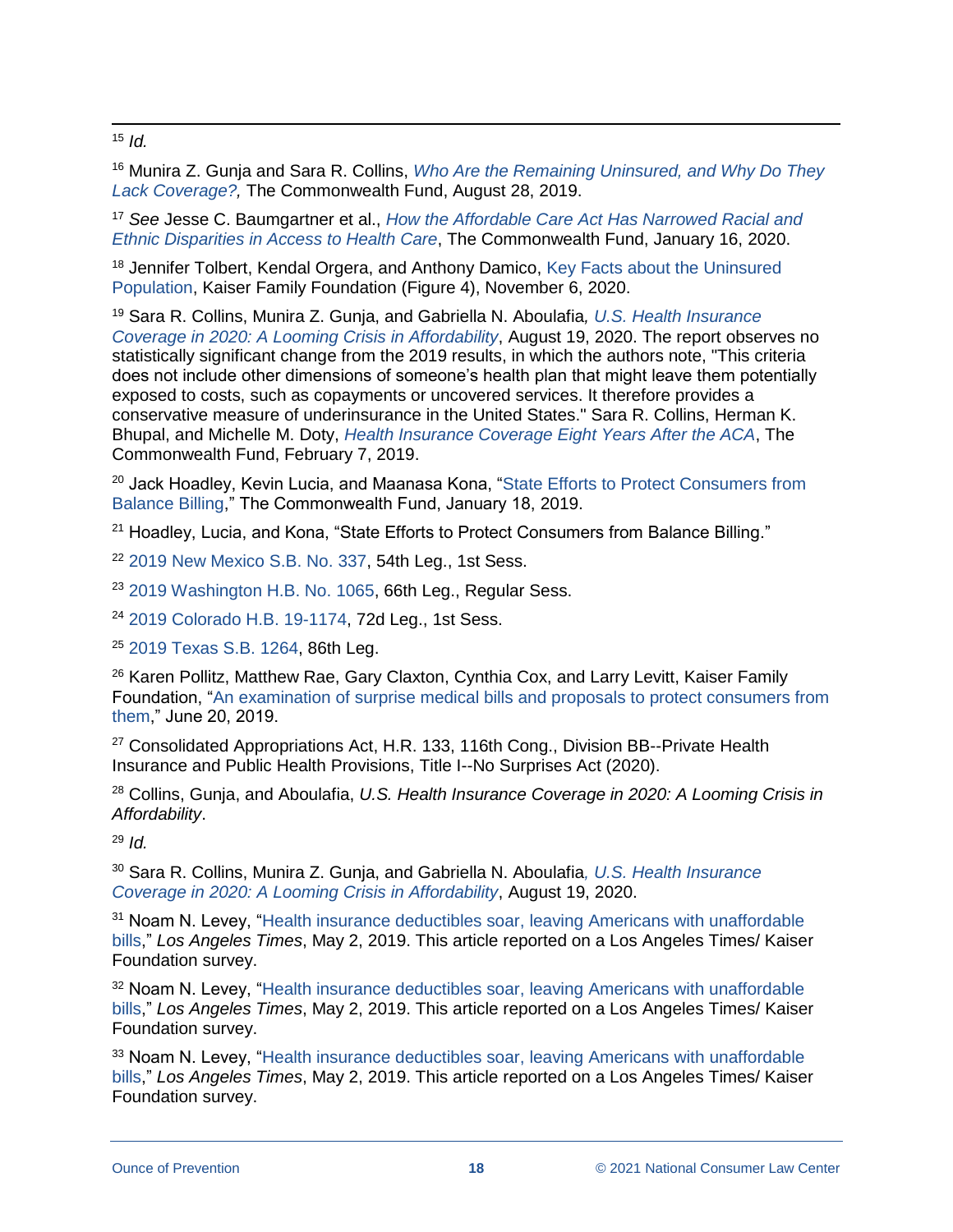[15] *Id.*

[16] Munira Z. Gunja and Sara R. Collins, *Who Are the Remaining Uninsured, and Why Do They Lack Coverage?,* The Commonwealth Fund, August 28, 2019.

[17] *See* Jesse C. Baumgartner et al., *How the Affordable Care Act Has Narrowed Racial and Ethnic Disparities in Access to Health Care*, The Commonwealth Fund, January 16, 2020.

[18] Jennifer Tolbert, Kendal Orgera, and Anthony Damico, Key Facts about the Uninsured Population, Kaiser Family Foundation (Figure 4), November 6, 2020.

[19] Sara R. Collins, Munira Z. Gunja, and Gabriella N. Aboulafia*, U.S. Health Insurance Coverage in 2020: A Looming Crisis in Affordability*, August 19, 2020. The report observes no statistically significant change from the 2019 results, in which the authors note, "This criteria does not include other dimensions of someone's health plan that might leave them potentially exposed to costs, such as copayments or uncovered services. It therefore provides a conservative measure of underinsurance in the United States." Sara R. Collins, Herman K. Bhupal, and Michelle M. Doty, *Health Insurance Coverage Eight Years After the ACA*, The Commonwealth Fund, February 7, 2019.

[20] Jack Hoadley, Kevin Lucia, and Maanasa Kona, "State Efforts to Protect Consumers from Balance Billing," The Commonwealth Fund, January 18, 2019.

[21] Hoadley, Lucia, and Kona, "State Efforts to Protect Consumers from Balance Billing."

[22] 2019 New Mexico S.B. No. 337, 54th Leg., 1st Sess.

[23] 2019 Washington H.B. No. 1065, 66th Leg., Regular Sess.

[24] 2019 Colorado H.B. 19-1174, 72d Leg., 1st Sess.

[25] 2019 Texas S.B. 1264, 86th Leg.

[26] Karen Pollitz, Matthew Rae, Gary Claxton, Cynthia Cox, and Larry Levitt, Kaiser Family Foundation, "An examination of surprise medical bills and proposals to protect consumers from them," June 20, 2019.

[27] Consolidated Appropriations Act, H.R. 133, 116th Cong., Division BB--Private Health Insurance and Public Health Provisions, Title I--No Surprises Act (2020).

[28] Collins, Gunja, and Aboulafia, *U.S. Health Insurance Coverage in 2020: A Looming Crisis in Affordability*.

[29] *Id.*

[30] Sara R. Collins, Munira Z. Gunja, and Gabriella N. Aboulafia*, U.S. Health Insurance Coverage in 2020: A Looming Crisis in Affordability*, August 19, 2020.

[31] Noam N. Levey, "Health insurance deductibles soar, leaving Americans with unaffordable bills," *Los Angeles Times*, May 2, 2019. This article reported on a Los Angeles Times/ Kaiser Foundation survey.

[32] Noam N. Levey, "Health insurance deductibles soar, leaving Americans with unaffordable bills," *Los Angeles Times*, May 2, 2019. This article reported on a Los Angeles Times/ Kaiser Foundation survey.

[33] Noam N. Levey, "Health insurance deductibles soar, leaving Americans with unaffordable bills," *Los Angeles Times*, May 2, 2019. This article reported on a Los Angeles Times/ Kaiser Foundation survey.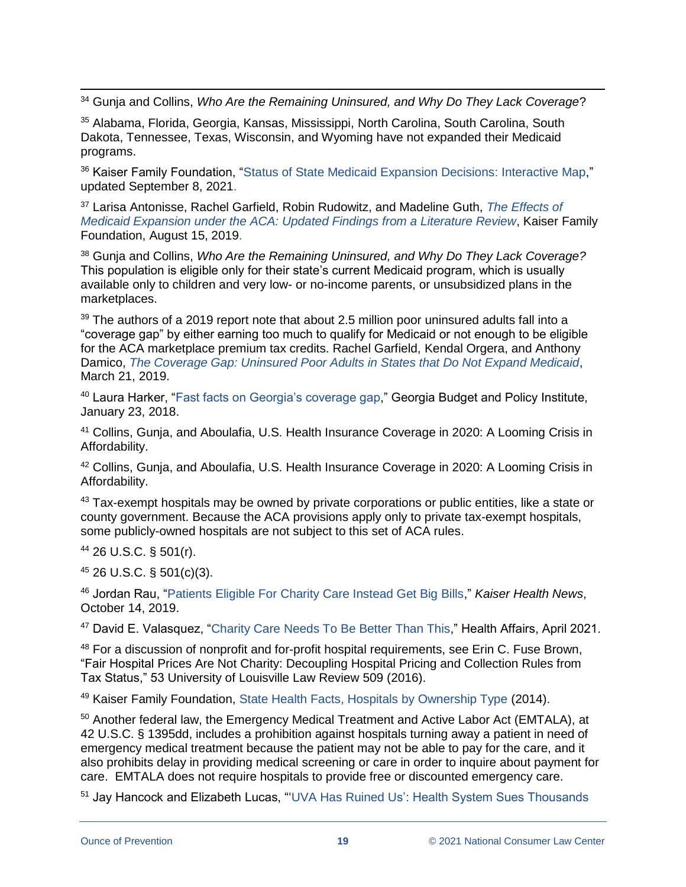[34] Gunja and Collins, *Who Are the Remaining Uninsured, and Why Do They Lack Coverage*?

[35] Alabama, Florida, Georgia, Kansas, Mississippi, North Carolina, South Carolina, South Dakota, Tennessee, Texas, Wisconsin, and Wyoming have not expanded their Medicaid programs.

[36] Kaiser Family Foundation, "Status of State Medicaid Expansion Decisions: Interactive Map," updated September 8, 2021.

[37] Larisa Antonisse, Rachel Garfield, Robin Rudowitz, and Madeline Guth, *The Effects of Medicaid Expansion under the ACA: Updated Findings from a Literature Review*, Kaiser Family Foundation, August 15, 2019.

[38] Gunja and Collins, *Who Are the Remaining Uninsured, and Why Do They Lack Coverage?* This population is eligible only for their state's current Medicaid program, which is usually available only to children and very low- or no-income parents, or unsubsidized plans in the marketplaces.

[39] The authors of a 2019 report note that about 2.5 million poor uninsured adults fall into a "coverage gap" by either earning too much to qualify for Medicaid or not enough to be eligible for the ACA marketplace premium tax credits. Rachel Garfield, Kendal Orgera, and Anthony Damico, *The Coverage Gap: Uninsured Poor Adults in States that Do Not Expand Medicaid*, March 21, 2019.

[40] Laura Harker, "Fast facts on Georgia's coverage gap," Georgia Budget and Policy Institute, January 23, 2018.

[41] Collins, Gunja, and Aboulafia, U.S. Health Insurance Coverage in 2020: A Looming Crisis in Affordability.

[42] Collins, Gunja, and Aboulafia, U.S. Health Insurance Coverage in 2020: A Looming Crisis in Affordability.

[43] Tax-exempt hospitals may be owned by private corporations or public entities, like a state or county government. Because the ACA provisions apply only to private tax-exempt hospitals, some publicly-owned hospitals are not subject to this set of ACA rules.

[44] 26 U.S.C. § 501(r).

[45] 26 U.S.C. § 501(c)(3).

[46] Jordan Rau, "Patients Eligible For Charity Care Instead Get Big Bills," *Kaiser Health News*, October 14, 2019.

[47] David E. Valasquez, "Charity Care Needs To Be Better Than This," Health Affairs, April 2021.

[48] For a discussion of nonprofit and for-profit hospital requirements, see Erin C. Fuse Brown, "Fair Hospital Prices Are Not Charity: Decoupling Hospital Pricing and Collection Rules from Tax Status," 53 University of Louisville Law Review 509 (2016).

[49] Kaiser Family Foundation, State Health Facts, Hospitals by Ownership Type (2014).

[50] Another federal law, the Emergency Medical Treatment and Active Labor Act (EMTALA), at 42 U.S.C. § 1395dd, includes a prohibition against hospitals turning away a patient in need of emergency medical treatment because the patient may not be able to pay for the care, and it also prohibits delay in providing medical screening or care in order to inquire about payment for care. EMTALA does not require hospitals to provide free or discounted emergency care.

[51] Jay Hancock and Elizabeth Lucas, "'UVA Has Ruined Us': Health System Sues Thousands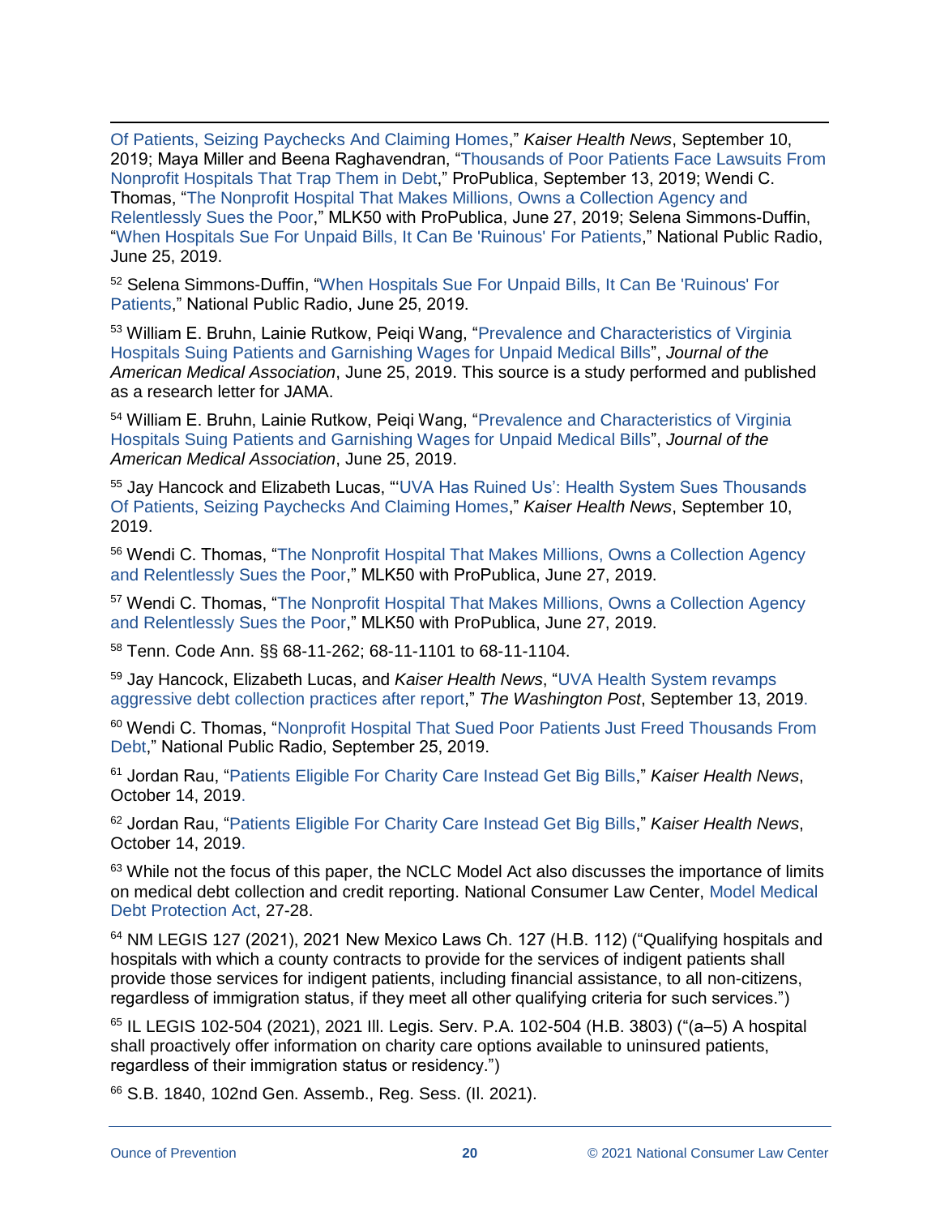Of Patients, Seizing Paychecks And Claiming Homes," *Kaiser Health News*, September 10, 2019; Maya Miller and Beena Raghavendran, "Thousands of Poor Patients Face Lawsuits From Nonprofit Hospitals That Trap Them in Debt," ProPublica, September 13, 2019; Wendi C. Thomas, "The Nonprofit Hospital That Makes Millions, Owns a Collection Agency and Relentlessly Sues the Poor," MLK50 with ProPublica, June 27, 2019; Selena Simmons-Duffin, "When Hospitals Sue For Unpaid Bills, It Can Be 'Ruinous' For Patients," National Public Radio, June 25, 2019.

[52] Selena Simmons-Duffin, "When Hospitals Sue For Unpaid Bills, It Can Be 'Ruinous' For Patients," National Public Radio, June 25, 2019.

[53] William E. Bruhn, Lainie Rutkow, Peiqi Wang, "Prevalence and Characteristics of Virginia Hospitals Suing Patients and Garnishing Wages for Unpaid Medical Bills", *Journal of the American Medical Association*, June 25, 2019. This source is a study performed and published as a research letter for JAMA.

[54] William E. Bruhn, Lainie Rutkow, Peiqi Wang, "Prevalence and Characteristics of Virginia Hospitals Suing Patients and Garnishing Wages for Unpaid Medical Bills", *Journal of the American Medical Association*, June 25, 2019.

[55] Jay Hancock and Elizabeth Lucas, "'UVA Has Ruined Us': Health System Sues Thousands Of Patients, Seizing Paychecks And Claiming Homes," *Kaiser Health News*, September 10, 2019.

[56] Wendi C. Thomas, "The Nonprofit Hospital That Makes Millions, Owns a Collection Agency and Relentlessly Sues the Poor," MLK50 with ProPublica, June 27, 2019.

[57] Wendi C. Thomas, "The Nonprofit Hospital That Makes Millions, Owns a Collection Agency and Relentlessly Sues the Poor," MLK50 with ProPublica, June 27, 2019.

[58] Tenn. Code Ann. §§ 68-11-262; 68-11-1101 to 68-11-1104.

[59] Jay Hancock, Elizabeth Lucas, and *Kaiser Health News*, "UVA Health System revamps aggressive debt collection practices after report," *The Washington Post*, September 13, 2019.

[60] Wendi C. Thomas, "Nonprofit Hospital That Sued Poor Patients Just Freed Thousands From Debt," National Public Radio, September 25, 2019.

[61] Jordan Rau, "Patients Eligible For Charity Care Instead Get Big Bills," *Kaiser Health News*, October 14, 2019.

[62] Jordan Rau, "Patients Eligible For Charity Care Instead Get Big Bills," *Kaiser Health News*, October 14, 2019.

[63] While not the focus of this paper, the NCLC Model Act also discusses the importance of limits on medical debt collection and credit reporting. National Consumer Law Center, Model Medical Debt Protection Act, 27-28.

[64] NM LEGIS 127 (2021), 2021 New Mexico Laws Ch. 127 (H.B. 112) ("Qualifying hospitals and hospitals with which a county contracts to provide for the services of indigent patients shall provide those services for indigent patients, including financial assistance, to all non-citizens, regardless of immigration status, if they meet all other qualifying criteria for such services.")

[65] IL LEGIS 102-504 (2021), 2021 Ill. Legis. Serv. P.A. 102-504 (H.B. 3803) ("(a–5) A hospital shall proactively offer information on charity care options available to uninsured patients, regardless of their immigration status or residency.")

[66] S.B. 1840, 102nd Gen. Assemb., Reg. Sess. (Il. 2021).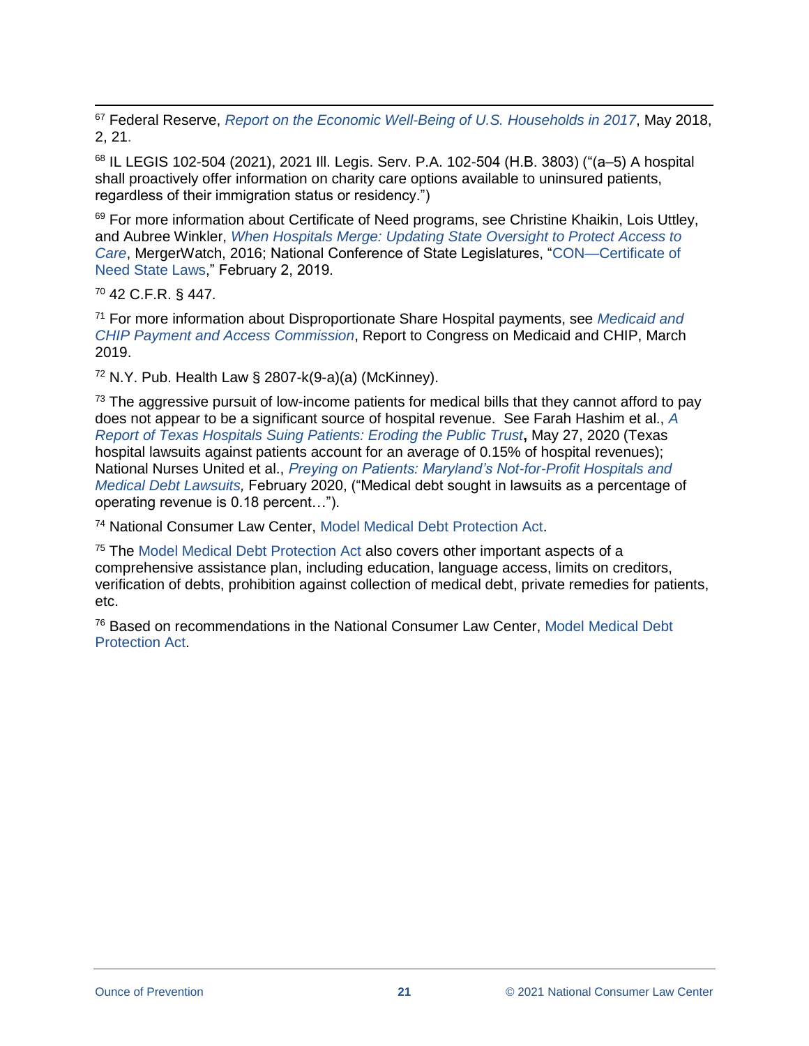[67] Federal Reserve, *Report on the Economic Well-Being of U.S. Households in 2017*, May 2018, 2, 21.

[68] IL LEGIS 102-504 (2021), 2021 Ill. Legis. Serv. P.A. 102-504 (H.B. 3803) ("(a–5) A hospital shall proactively offer information on charity care options available to uninsured patients, regardless of their immigration status or residency.")

[69] For more information about Certificate of Need programs, see Christine Khaikin, Lois Uttley, and Aubree Winkler, *When Hospitals Merge: Updating State Oversight to Protect Access to Care*, MergerWatch, 2016; National Conference of State Legislatures, "CON—Certificate of Need State Laws," February 2, 2019.

[70] 42 C.F.R. § 447.

[71] For more information about Disproportionate Share Hospital payments, see *Medicaid and CHIP Payment and Access Commission*, Report to Congress on Medicaid and CHIP, March 2019.

[72] N.Y. Pub. Health Law § 2807-k(9-a)(a) (McKinney).

[73] The aggressive pursuit of low-income patients for medical bills that they cannot afford to pay does not appear to be a significant source of hospital revenue. See Farah Hashim et al., *A Report of Texas Hospitals Suing Patients: Eroding the Public Trust*, May 27, 2020 (Texas hospital lawsuits against patients account for an average of 0.15% of hospital revenues); National Nurses United et al., *Preying on Patients: Maryland's Not-for-Profit Hospitals and Medical Debt Lawsuits,* February 2020, ("Medical debt sought in lawsuits as a percentage of operating revenue is 0.18 percent…").

[74] National Consumer Law Center, Model Medical Debt Protection Act.

[75] The Model Medical Debt Protection Act also covers other important aspects of a comprehensive assistance plan, including education, language access, limits on creditors, verification of debts, prohibition against collection of medical debt, private remedies for patients, etc.

[76] Based on recommendations in the National Consumer Law Center, Model Medical Debt Protection Act.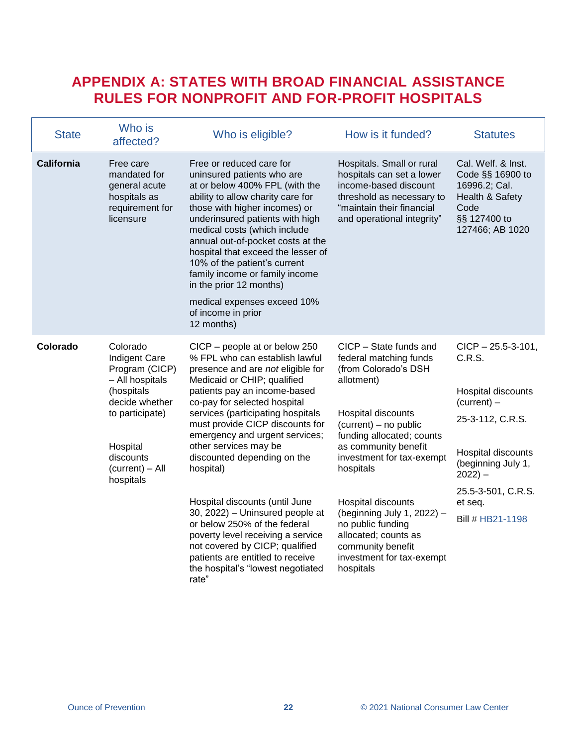# APPENDIX A: STATES WITH BROAD FINANCIAL ASSISTANCE RULES FOR NONPROFIT AND FOR-PROFIT HOSPITALS

| State | Who is affected? | Who is eligible? | How is it funded? | Statutes |
|---|---|---|---|---|
| **California** | Free care mandated for general acute hospitals as requirement for licensure | Free or reduced care for uninsured patients who are at or below 400% FPL (with the ability to allow charity care for those with higher incomes) or underinsured patients with high medical costs (which include annual out-of-pocket costs at the hospital that exceed the lesser of 10% of the patient's current family income or family income in the prior 12 months)<br><br>medical expenses exceed 10% of income in prior 12 months) | Hospitals. Small or rural hospitals can set a lower income-based discount threshold as necessary to "maintain their financial and operational integrity" | Cal. Welf. & Inst. Code §§ 16900 to 16996.2; Cal. Health & Safety Code §§ 127400 to 127466; AB 1020 |
| **Colorado** | Colorado Indigent Care Program (CICP) – All hospitals (hospitals decide whether to participate)<br><br>Hospital discounts (current) – All hospitals | CICP – people at or below 250 % FPL who can establish lawful presence and are *not* eligible for Medicaid or CHIP; qualified patients pay an income-based co-pay for selected hospital services (participating hospitals must provide CICP discounts for emergency and urgent services; other services may be discounted depending on the hospital)<br><br>Hospital discounts (until June 30, 2022) – Uninsured people at or below 250% of the federal poverty level receiving a service not covered by CICP; qualified patients are entitled to receive the hospital's "lowest negotiated rate" | CICP – State funds and federal matching funds (from Colorado's DSH allotment)<br><br>Hospital discounts (current) – no public funding allocated; counts as community benefit investment for tax-exempt hospitals<br><br>Hospital discounts (beginning July 1, 2022) – no public funding allocated; counts as community benefit investment for tax-exempt hospitals | CICP – 25.5-3-101, C.R.S.<br><br>Hospital discounts (current) – 25-3-112, C.R.S.<br><br>Hospital discounts (beginning July 1, 2022) – 25.5-3-501, C.R.S. et seq.<br><br>Bill # HB21-1198 |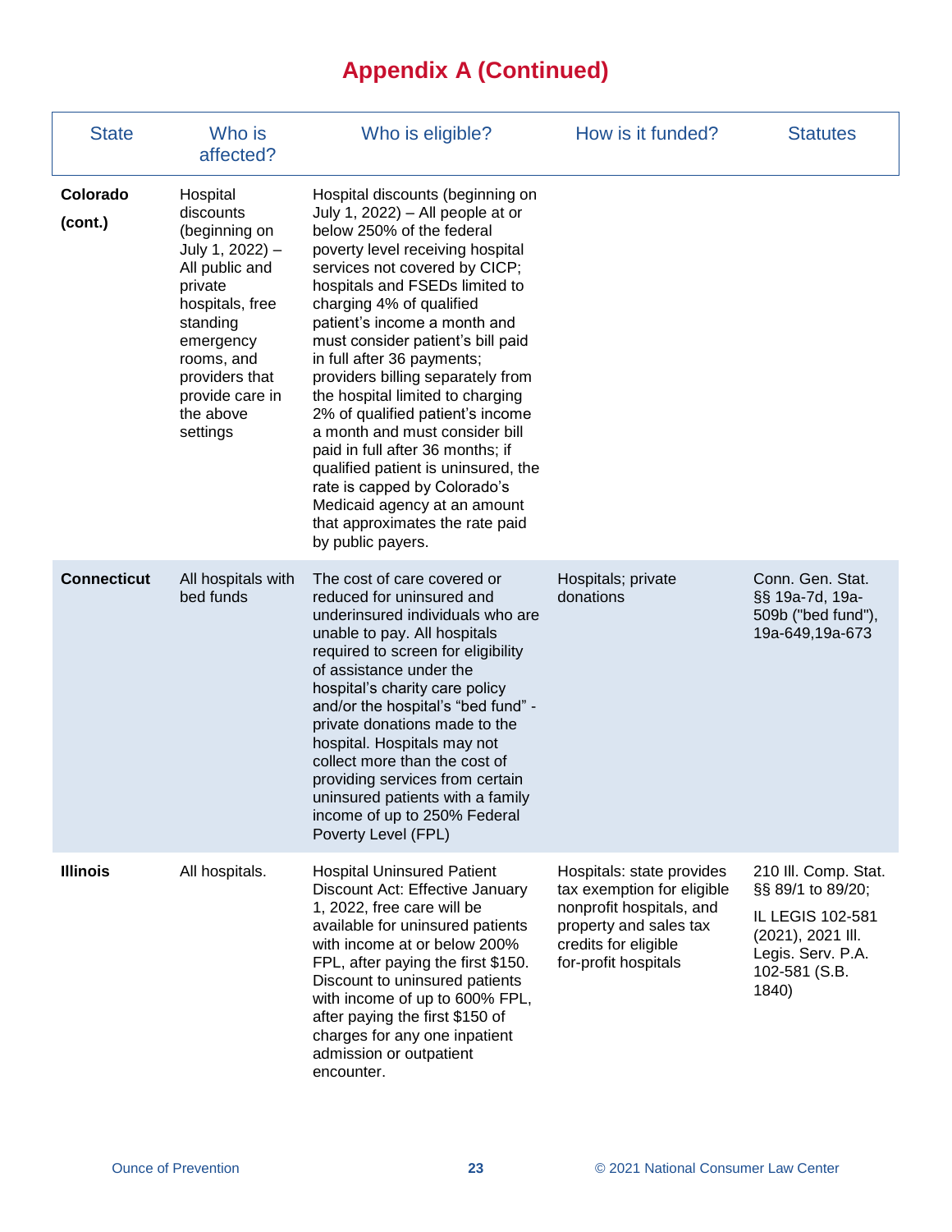# Appendix A (Continued)

| State | Who is affected? | Who is eligible? | How is it funded? | Statutes |
|---|---|---|---|---|
| **Colorado (cont.)** | Hospital discounts (beginning on July 1, 2022) – All public and private hospitals, free standing emergency rooms, and providers that provide care in the above settings | Hospital discounts (beginning on July 1, 2022) – All people at or below 250% of the federal poverty level receiving hospital services not covered by CICP; hospitals and FSEDs limited to charging 4% of qualified patient's income a month and must consider patient's bill paid in full after 36 payments; providers billing separately from the hospital limited to charging 2% of qualified patient's income a month and must consider bill paid in full after 36 months; if qualified patient is uninsured, the rate is capped by Colorado's Medicaid agency at an amount that approximates the rate paid by public payers. | | |
| **Connecticut** | All hospitals with bed funds | The cost of care covered or reduced for uninsured and underinsured individuals who are unable to pay. All hospitals required to screen for eligibility of assistance under the hospital's charity care policy and/or the hospital's "bed fund" - private donations made to the hospital. Hospitals may not collect more than the cost of providing services from certain uninsured patients with a family income of up to 250% Federal Poverty Level (FPL) | Hospitals; private donations | Conn. Gen. Stat. §§ 19a-7d, 19a-509b ("bed fund"), 19a-649,19a-673 |
| **Illinois** | All hospitals. | Hospital Uninsured Patient Discount Act: Effective January 1, 2022, free care will be available for uninsured patients with income at or below 200% FPL, after paying the first $150. Discount to uninsured patients with income of up to 600% FPL, after paying the first $150 of charges for any one inpatient admission or outpatient encounter. | Hospitals: state provides tax exemption for eligible nonprofit hospitals, and property and sales tax credits for eligible for-profit hospitals | 210 Ill. Comp. Stat. §§ 89/1 to 89/20; IL LEGIS 102-581 (2021), 2021 Ill. Legis. Serv. P.A. 102-581 (S.B. 1840) |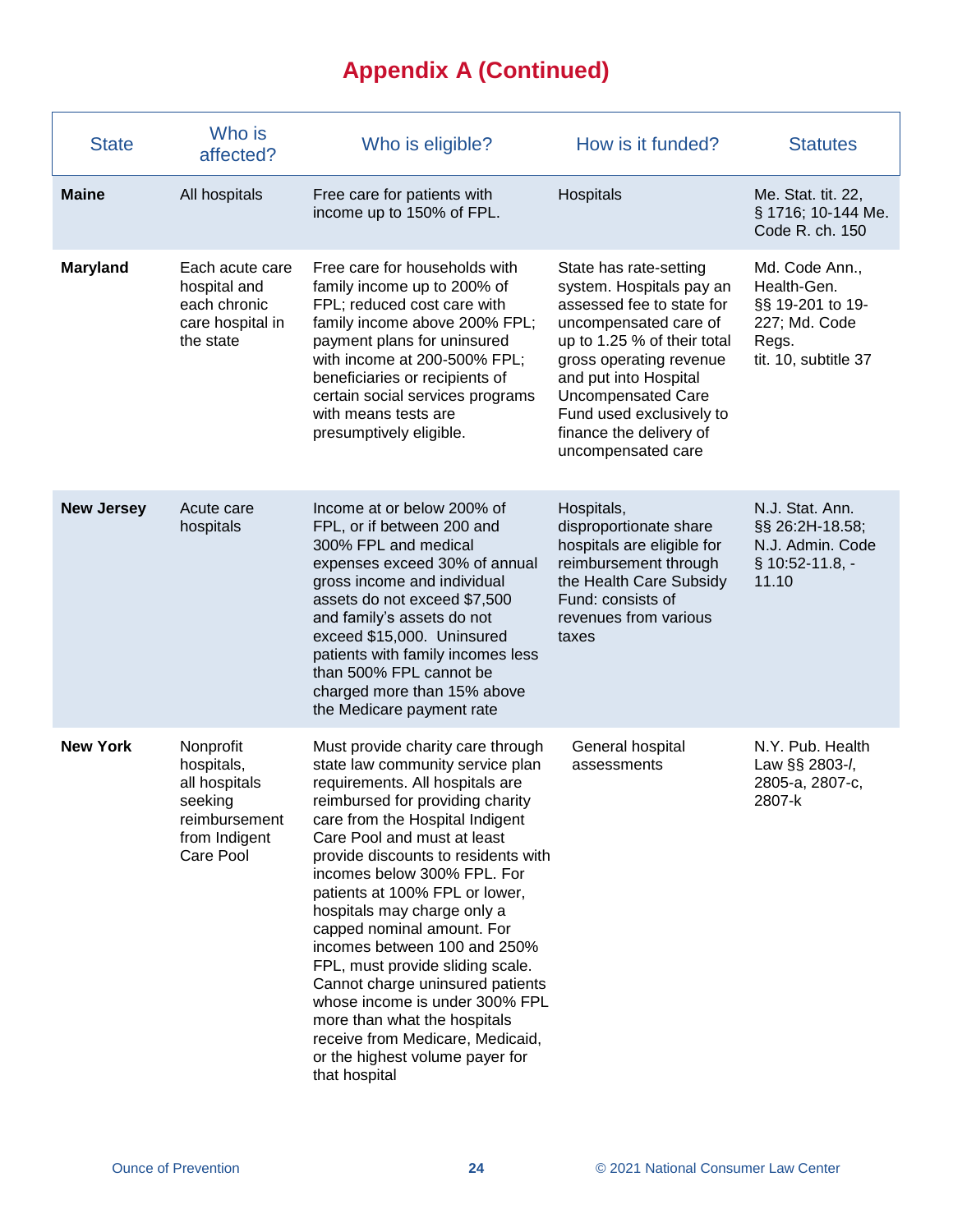# Appendix A (Continued)

| State | Who is affected? | Who is eligible? | How is it funded? | Statutes |
|---|---|---|---|---|
| **Maine** | All hospitals | Free care for patients with income up to 150% of FPL. | Hospitals | Me. Stat. tit. 22, § 1716; 10-144 Me. Code R. ch. 150 |
| **Maryland** | Each acute care hospital and each chronic care hospital in the state | Free care for households with family income up to 200% of FPL; reduced cost care with family income above 200% FPL; payment plans for uninsured with income at 200-500% FPL; beneficiaries or recipients of certain social services programs with means tests are presumptively eligible. | State has rate-setting system. Hospitals pay an assessed fee to state for uncompensated care of up to 1.25 % of their total gross operating revenue and put into Hospital Uncompensated Care Fund used exclusively to finance the delivery of uncompensated care | Md. Code Ann., Health-Gen. §§ 19-201 to 19-227; Md. Code Regs. tit. 10, subtitle 37 |
| **New Jersey** | Acute care hospitals | Income at or below 200% of FPL, or if between 200 and 300% FPL and medical expenses exceed 30% of annual gross income and individual assets do not exceed $7,500 and family's assets do not exceed $15,000. Uninsured patients with family incomes less than 500% FPL cannot be charged more than 15% above the Medicare payment rate | Hospitals, disproportionate share hospitals are eligible for reimbursement through the Health Care Subsidy Fund: consists of revenues from various taxes | N.J. Stat. Ann. §§ 26:2H-18.58; N.J. Admin. Code § 10:52-11.8, -11.10 |
| **New York** | Nonprofit hospitals, all hospitals seeking reimbursement from Indigent Care Pool | Must provide charity care through state law community service plan requirements. All hospitals are reimbursed for providing charity care from the Hospital Indigent Care Pool and must at least provide discounts to residents with incomes below 300% FPL. For patients at 100% FPL or lower, hospitals may charge only a capped nominal amount. For incomes between 100 and 250% FPL, must provide sliding scale. Cannot charge uninsured patients whose income is under 300% FPL more than what the hospitals receive from Medicare, Medicaid, or the highest volume payer for that hospital | General hospital assessments | N.Y. Pub. Health Law §§ 2803-*l*, 2805-a, 2807-c, 2807-k |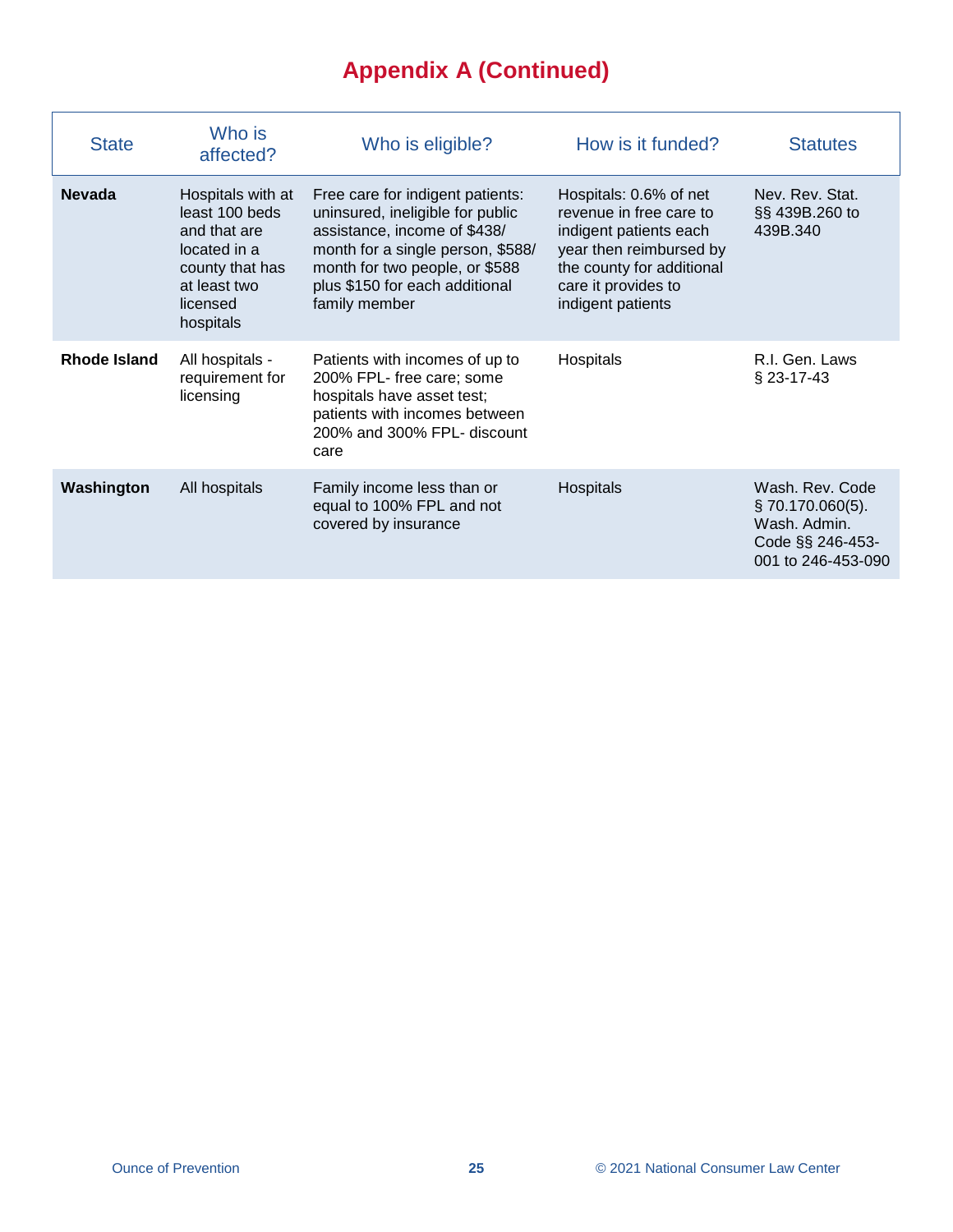# Appendix A (Continued)

| State | Who is affected? | Who is eligible? | How is it funded? | Statutes |
|---|---|---|---|---|
| **Nevada** | Hospitals with at least 100 beds and that are located in a county that has at least two licensed hospitals | Free care for indigent patients: uninsured, ineligible for public assistance, income of $438/ month for a single person, $588/ month for two people, or $588 plus $150 for each additional family member | Hospitals: 0.6% of net revenue in free care to indigent patients each year then reimbursed by the county for additional care it provides to indigent patients | Nev. Rev. Stat. §§ 439B.260 to 439B.340 |
| **Rhode Island** | All hospitals - requirement for licensing | Patients with incomes of up to 200% FPL- free care; some hospitals have asset test; patients with incomes between 200% and 300% FPL- discount care | Hospitals | R.I. Gen. Laws § 23-17-43 |
| **Washington** | All hospitals | Family income less than or equal to 100% FPL and not covered by insurance | Hospitals | Wash. Rev. Code § 70.170.060(5). Wash. Admin. Code §§ 246-453-001 to 246-453-090 |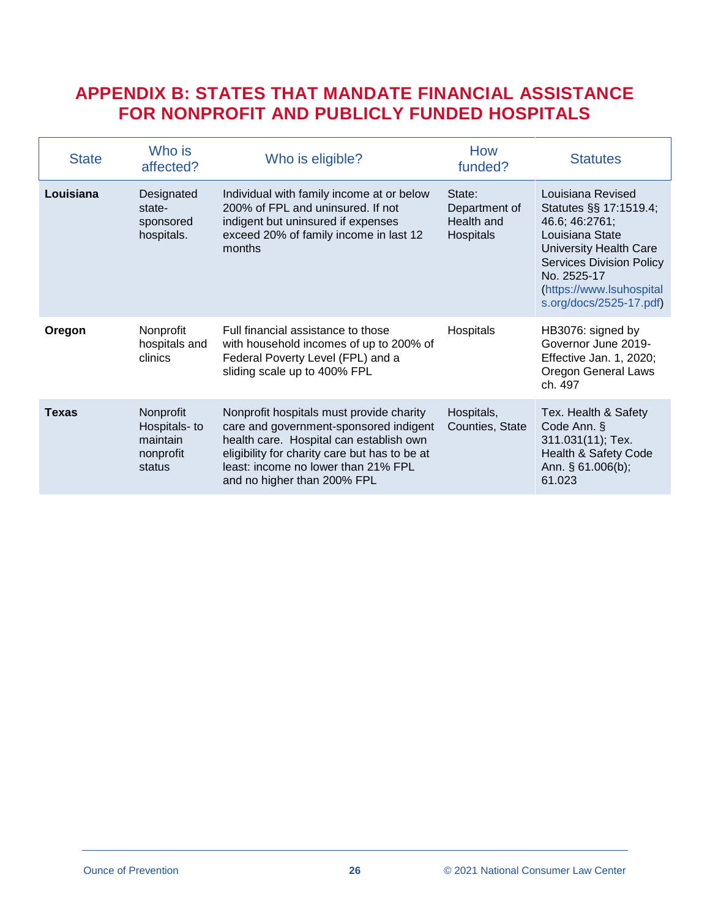## APPENDIX B: STATES THAT MANDATE FINANCIAL ASSISTANCE FOR NONPROFIT AND PUBLICLY FUNDED HOSPITALS

| State | Who is affected? | Who is eligible? | How funded? | Statutes |
|---|---|---|---|---|
| **Louisiana** | Designated state-sponsored hospitals. | Individual with family income at or below 200% of FPL and uninsured. If not indigent but uninsured if expenses exceed 20% of family income in last 12 months | State: Department of Health and Hospitals | Louisiana Revised Statutes §§ 17:1519.4; 46.6; 46:2761; Louisiana State University Health Care Services Division Policy No. 2525-17 (https://www.lsuhospitals.org/docs/2525-17.pdf) |
| **Oregon** | Nonprofit hospitals and clinics | Full financial assistance to those with household incomes of up to 200% of Federal Poverty Level (FPL) and a sliding scale up to 400% FPL | Hospitals | HB3076: signed by Governor June 2019- Effective Jan. 1, 2020; Oregon General Laws ch. 497 |
| **Texas** | Nonprofit Hospitals- to maintain nonprofit status | Nonprofit hospitals must provide charity care and government-sponsored indigent health care. Hospital can establish own eligibility for charity care but has to be at least: income no lower than 21% FPL and no higher than 200% FPL | Hospitals, Counties, State | Tex. Health & Safety Code Ann. § 311.031(11); Tex. Health & Safety Code Ann. § 61.006(b); 61.023 |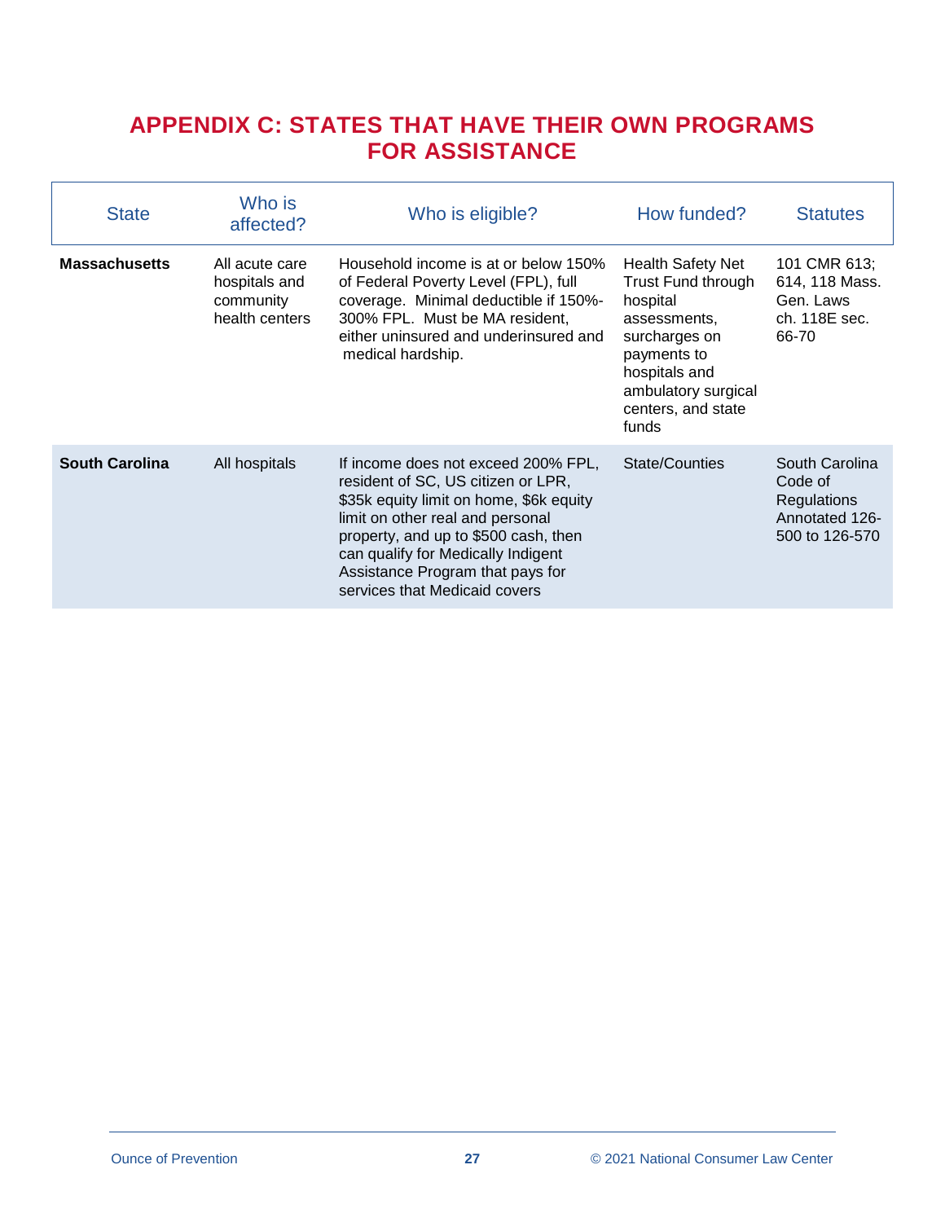## APPENDIX C: STATES THAT HAVE THEIR OWN PROGRAMS FOR ASSISTANCE

| State | Who is affected? | Who is eligible? | How funded? | Statutes |
|---|---|---|---|---|
| **Massachusetts** | All acute care hospitals and community health centers | Household income is at or below 150% of Federal Poverty Level (FPL), full coverage. Minimal deductible if 150%-300% FPL. Must be MA resident, either uninsured and underinsured and medical hardship. | Health Safety Net Trust Fund through hospital assessments, surcharges on payments to hospitals and ambulatory surgical centers, and state funds | 101 CMR 613; 614, 118 Mass. Gen. Laws ch. 118E sec. 66-70 |
| **South Carolina** | All hospitals | If income does not exceed 200% FPL, resident of SC, US citizen or LPR, $35k equity limit on home, $6k equity limit on other real and personal property, and up to $500 cash, then can qualify for Medically Indigent Assistance Program that pays for services that Medicaid covers | State/Counties | South Carolina Code of Regulations Annotated 126-500 to 126-570 |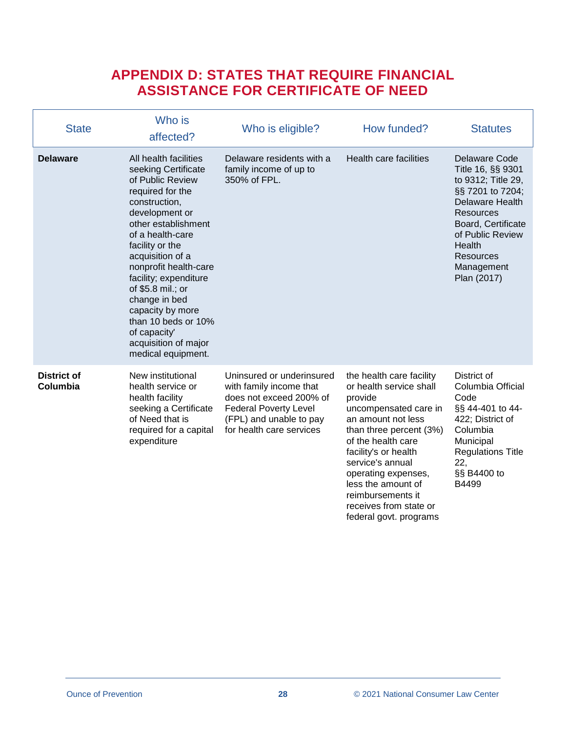# APPENDIX D: STATES THAT REQUIRE FINANCIAL ASSISTANCE FOR CERTIFICATE OF NEED

| State | Who is affected? | Who is eligible? | How funded? | Statutes |
|---|---|---|---|---|
| **Delaware** | All health facilities seeking Certificate of Public Review required for the construction, development or other establishment of a health-care facility or the acquisition of a nonprofit health-care facility; expenditure of $5.8 mil.; or change in bed capacity by more than 10 beds or 10% of capacity' acquisition of major medical equipment. | Delaware residents with a family income of up to 350% of FPL. | Health care facilities | Delaware Code Title 16, §§ 9301 to 9312; Title 29, §§ 7201 to 7204; Delaware Health Resources Board, Certificate of Public Review Health Resources Management Plan (2017) |
| **District of Columbia** | New institutional health service or health facility seeking a Certificate of Need that is required for a capital expenditure | Uninsured or underinsured with family income that does not exceed 200% of Federal Poverty Level (FPL) and unable to pay for health care services | the health care facility or health service shall provide uncompensated care in an amount not less than three percent (3%) of the health care facility's or health service's annual operating expenses, less the amount of reimbursements it receives from state or federal govt. programs | District of Columbia Official Code §§ 44-401 to 44-422; District of Columbia Municipal Regulations Title 22, §§ B4400 to B4499 |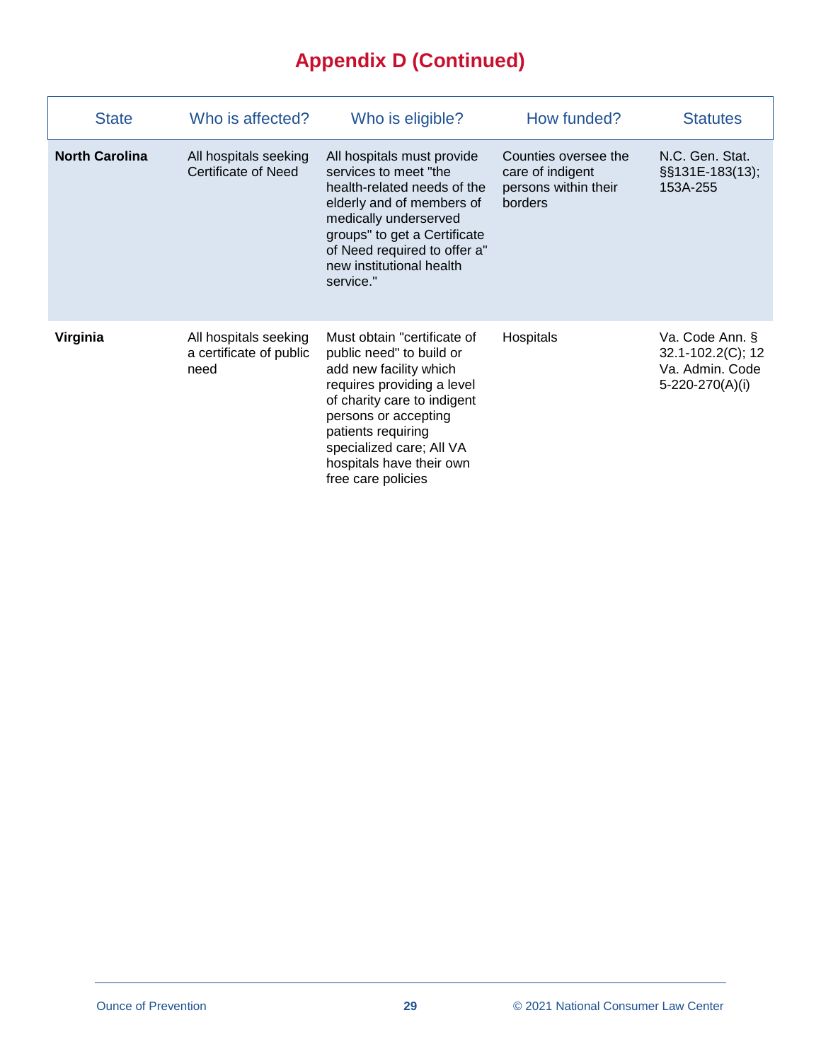## Appendix D (Continued)

| State | Who is affected? | Who is eligible? | How funded? | Statutes |
|---|---|---|---|---|
| **North Carolina** | All hospitals seeking Certificate of Need | All hospitals must provide services to meet "the health-related needs of the elderly and of members of medically underserved groups" to get a Certificate of Need required to offer a" new institutional health service." | Counties oversee the care of indigent persons within their borders | N.C. Gen. Stat. §§131E-183(13); 153A-255 |
| **Virginia** | All hospitals seeking a certificate of public need | Must obtain "certificate of public need" to build or add new facility which requires providing a level of charity care to indigent persons or accepting patients requiring specialized care; All VA hospitals have their own free care policies | Hospitals | Va. Code Ann. § 32.1-102.2(C); 12 Va. Admin. Code 5-220-270(A)(i) |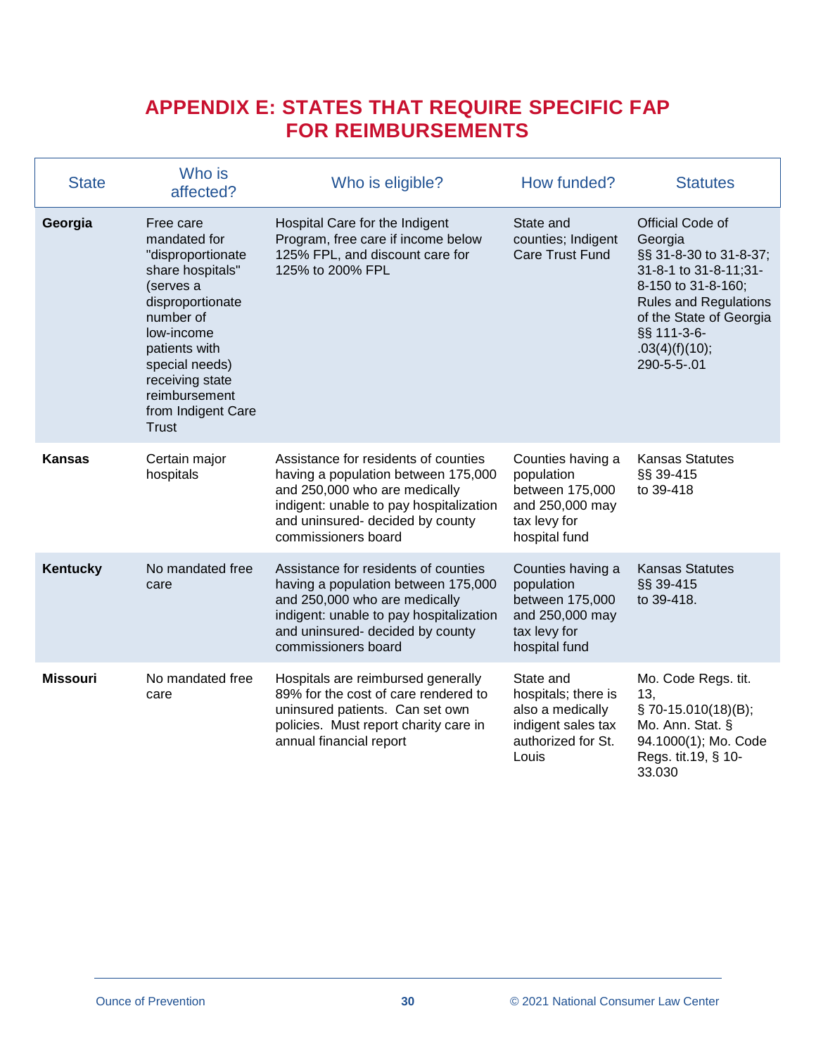# APPENDIX E: STATES THAT REQUIRE SPECIFIC FAP FOR REIMBURSEMENTS

| State | Who is affected? | Who is eligible? | How funded? | Statutes |
|---|---|---|---|---|
| **Georgia** | Free care mandated for "disproportionate share hospitals" (serves a disproportionate number of low-income patients with special needs) receiving state reimbursement from Indigent Care Trust | Hospital Care for the Indigent Program, free care if income below 125% FPL, and discount care for 125% to 200% FPL | State and counties; Indigent Care Trust Fund | Official Code of Georgia §§ 31-8-30 to 31-8-37; 31-8-1 to 31-8-11;31-8-150 to 31-8-160; Rules and Regulations of the State of Georgia §§ 111-3-6-.03(4)(f)(10); 290-5-5-.01 |
| **Kansas** | Certain major hospitals | Assistance for residents of counties having a population between 175,000 and 250,000 who are medically indigent: unable to pay hospitalization and uninsured- decided by county commissioners board | Counties having a population between 175,000 and 250,000 may tax levy for hospital fund | Kansas Statutes §§ 39-415 to 39-418 |
| **Kentucky** | No mandated free care | Assistance for residents of counties having a population between 175,000 and 250,000 who are medically indigent: unable to pay hospitalization and uninsured- decided by county commissioners board | Counties having a population between 175,000 and 250,000 may tax levy for hospital fund | Kansas Statutes §§ 39-415 to 39-418. |
| **Missouri** | No mandated free care | Hospitals are reimbursed generally 89% for the cost of care rendered to uninsured patients. Can set own policies. Must report charity care in annual financial report | State and hospitals; there is also a medically indigent sales tax authorized for St. Louis | Mo. Code Regs. tit. 13, § 70-15.010(18)(B); Mo. Ann. Stat. § 94.1000(1); Mo. Code Regs. tit.19, § 10-33.030 |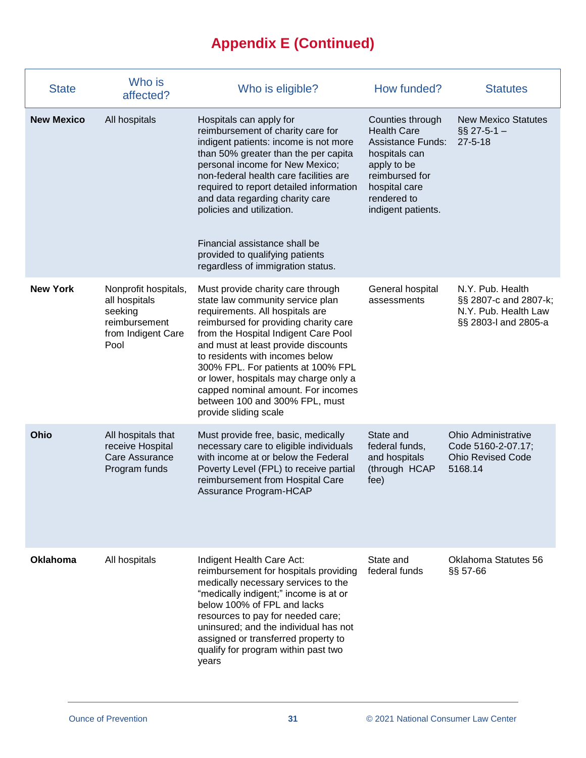## Appendix E (Continued)

| State | Who is affected? | Who is eligible? | How funded? | Statutes |
|---|---|---|---|---|
| **New Mexico** | All hospitals | Hospitals can apply for reimbursement of charity care for indigent patients: income is not more than 50% greater than the per capita personal income for New Mexico; non-federal health care facilities are required to report detailed information and data regarding charity care policies and utilization.<br><br>Financial assistance shall be provided to qualifying patients regardless of immigration status. | Counties through Health Care Assistance Funds: hospitals can apply to be reimbursed for hospital care rendered to indigent patients. | New Mexico Statutes §§ 27-5-1 – 27-5-18 |
| **New York** | Nonprofit hospitals, all hospitals seeking reimbursement from Indigent Care Pool | Must provide charity care through state law community service plan requirements. All hospitals are reimbursed for providing charity care from the Hospital Indigent Care Pool and must at least provide discounts to residents with incomes below 300% FPL. For patients at 100% FPL or lower, hospitals may charge only a capped nominal amount. For incomes between 100 and 300% FPL, must provide sliding scale | General hospital assessments | N.Y. Pub. Health §§ 2807-c and 2807-k; N.Y. Pub. Health Law §§ 2803-l and 2805-a |
| **Ohio** | All hospitals that receive Hospital Care Assurance Program funds | Must provide free, basic, medically necessary care to eligible individuals with income at or below the Federal Poverty Level (FPL) to receive partial reimbursement from Hospital Care Assurance Program-HCAP | State and federal funds, and hospitals (through HCAP fee) | Ohio Administrative Code 5160-2-07.17; Ohio Revised Code 5168.14 |
| **Oklahoma** | All hospitals | Indigent Health Care Act: reimbursement for hospitals providing medically necessary services to the "medically indigent;" income is at or below 100% of FPL and lacks resources to pay for needed care; uninsured; and the individual has not assigned or transferred property to qualify for program within past two years | State and federal funds | Oklahoma Statutes 56 §§ 57-66 |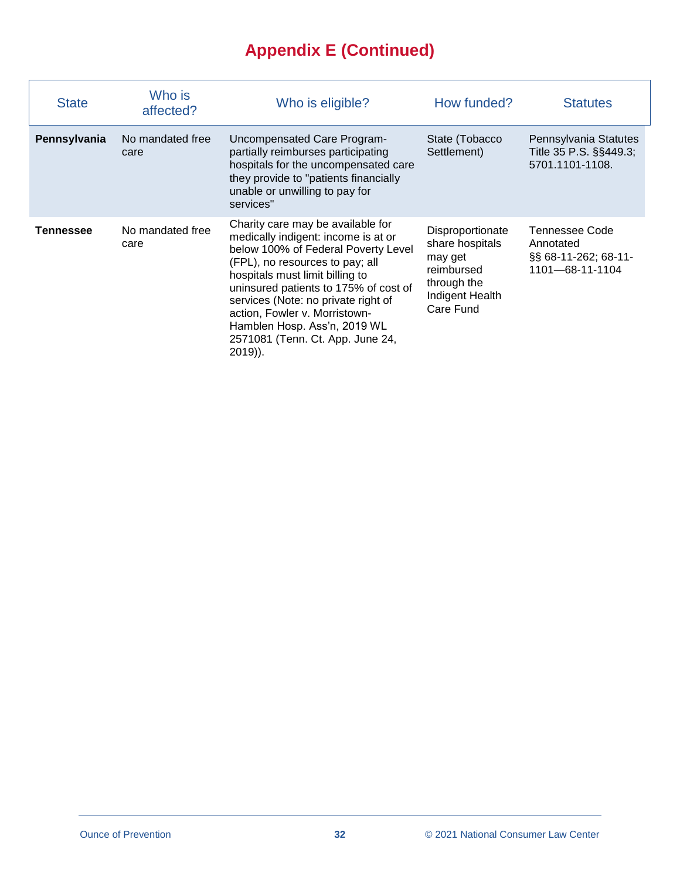# Appendix E (Continued)

| State | Who is affected? | Who is eligible? | How funded? | Statutes |
|---|---|---|---|---|
| **Pennsylvania** | No mandated free care | Uncompensated Care Program-partially reimburses participating hospitals for the uncompensated care they provide to "patients financially unable or unwilling to pay for services" | State (Tobacco Settlement) | Pennsylvania Statutes Title 35 P.S. §§449.3; 5701.1101-1108. |
| **Tennessee** | No mandated free care | Charity care may be available for medically indigent: income is at or below 100% of Federal Poverty Level (FPL), no resources to pay; all hospitals must limit billing to uninsured patients to 175% of cost of services (Note: no private right of action, Fowler v. Morristown-Hamblen Hosp. Ass'n, 2019 WL 2571081 (Tenn. Ct. App. June 24, 2019)). | Disproportionate share hospitals may get reimbursed through the Indigent Health Care Fund | Tennessee Code Annotated §§ 68-11-262; 68-11-1101—68-11-1104 |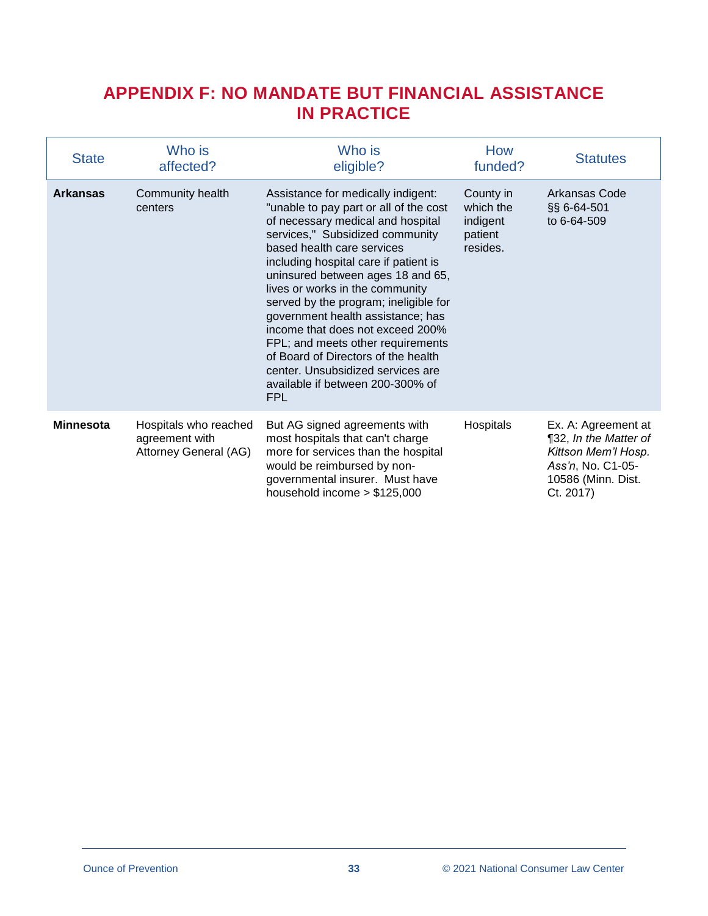# APPENDIX F: NO MANDATE BUT FINANCIAL ASSISTANCE IN PRACTICE

| State | Who is affected? | Who is eligible? | How funded? | Statutes |
|---|---|---|---|---|
| **Arkansas** | Community health centers | Assistance for medically indigent: "unable to pay part or all of the cost of necessary medical and hospital services," Subsidized community based health care services including hospital care if patient is uninsured between ages 18 and 65, lives or works in the community served by the program; ineligible for government health assistance; has income that does not exceed 200% FPL; and meets other requirements of Board of Directors of the health center. Unsubsidized services are available if between 200-300% of FPL | County in which the indigent patient resides. | Arkansas Code §§ 6-64-501 to 6-64-509 |
| **Minnesota** | Hospitals who reached agreement with Attorney General (AG) | But AG signed agreements with most hospitals that can't charge more for services than the hospital would be reimbursed by non-governmental insurer. Must have household income > $125,000 | Hospitals | Ex. A: Agreement at ¶32, *In the Matter of Kittson Mem'l Hosp. Ass'n*, No. C1-05-10586 (Minn. Dist. Ct. 2017) |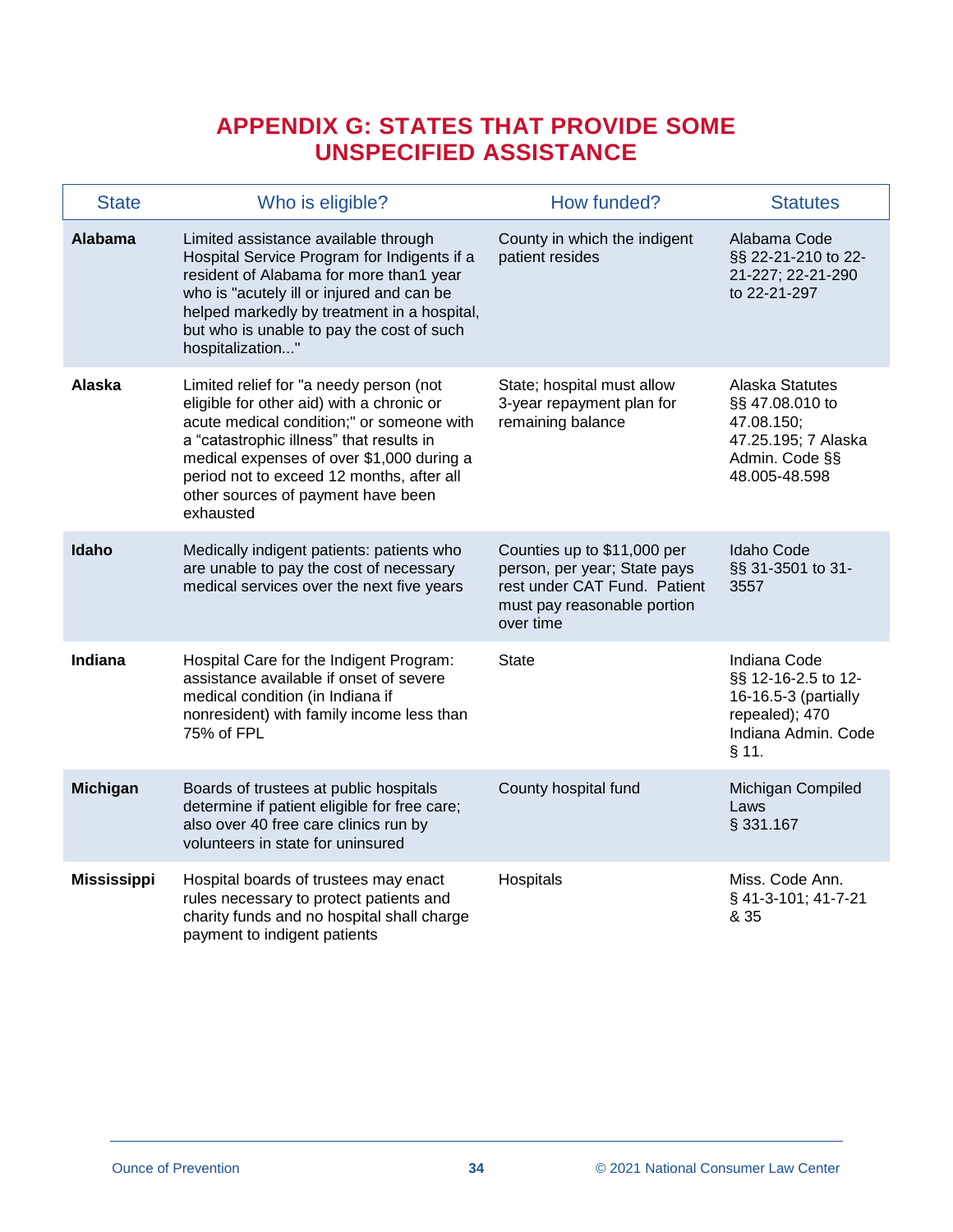# APPENDIX G: STATES THAT PROVIDE SOME UNSPECIFIED ASSISTANCE

| State | Who is eligible? | How funded? | Statutes |
|---|---|---|---|
| **Alabama** | Limited assistance available through Hospital Service Program for Indigents if a resident of Alabama for more than1 year who is "acutely ill or injured and can be helped markedly by treatment in a hospital, but who is unable to pay the cost of such hospitalization..." | County in which the indigent patient resides | Alabama Code §§ 22-21-210 to 22-21-227; 22-21-290 to 22-21-297 |
| **Alaska** | Limited relief for "a needy person (not eligible for other aid) with a chronic or acute medical condition;" or someone with a "catastrophic illness" that results in medical expenses of over $1,000 during a period not to exceed 12 months, after all other sources of payment have been exhausted | State; hospital must allow 3-year repayment plan for remaining balance | Alaska Statutes §§ 47.08.010 to 47.08.150; 47.25.195; 7 Alaska Admin. Code §§ 48.005-48.598 |
| **Idaho** | Medically indigent patients: patients who are unable to pay the cost of necessary medical services over the next five years | Counties up to $11,000 per person, per year; State pays rest under CAT Fund. Patient must pay reasonable portion over time | Idaho Code §§ 31-3501 to 31-3557 |
| **Indiana** | Hospital Care for the Indigent Program: assistance available if onset of severe medical condition (in Indiana if nonresident) with family income less than 75% of FPL | State | Indiana Code §§ 12-16-2.5 to 12-16-16.5-3 (partially repealed); 470 Indiana Admin. Code § 11. |
| **Michigan** | Boards of trustees at public hospitals determine if patient eligible for free care; also over 40 free care clinics run by volunteers in state for uninsured | County hospital fund | Michigan Compiled Laws § 331.167 |
| **Mississippi** | Hospital boards of trustees may enact rules necessary to protect patients and charity funds and no hospital shall charge payment to indigent patients | Hospitals | Miss. Code Ann. § 41-3-101; 41-7-21 & 35 |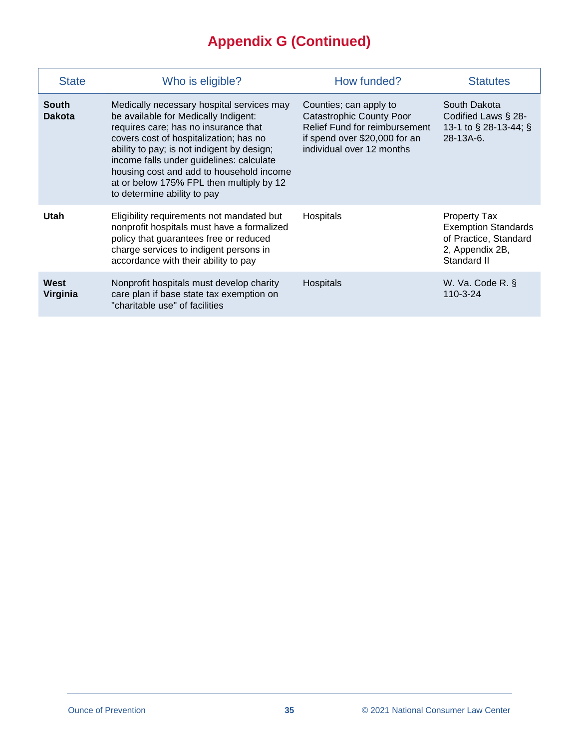# Appendix G (Continued)

| State | Who is eligible? | How funded? | Statutes |
|---|---|---|---|
| **South Dakota** | Medically necessary hospital services may be available for Medically Indigent: requires care; has no insurance that covers cost of hospitalization; has no ability to pay; is not indigent by design; income falls under guidelines: calculate housing cost and add to household income at or below 175% FPL then multiply by 12 to determine ability to pay | Counties; can apply to Catastrophic County Poor Relief Fund for reimbursement if spend over $20,000 for an individual over 12 months | South Dakota Codified Laws § 28-13-1 to § 28-13-44; § 28-13A-6. |
| **Utah** | Eligibility requirements not mandated but nonprofit hospitals must have a formalized policy that guarantees free or reduced charge services to indigent persons in accordance with their ability to pay | Hospitals | Property Tax Exemption Standards of Practice, Standard 2, Appendix 2B, Standard II |
| **West Virginia** | Nonprofit hospitals must develop charity care plan if base state tax exemption on "charitable use" of facilities | Hospitals | W. Va. Code R. § 110-3-24 |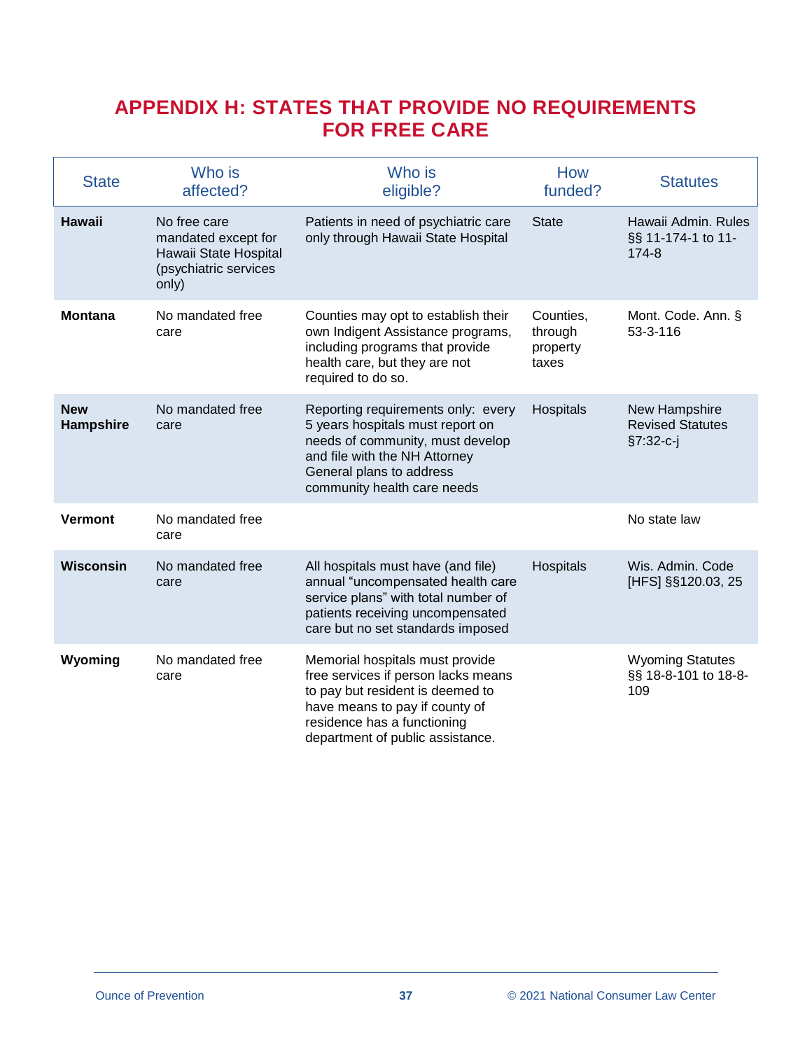# APPENDIX H: STATES THAT PROVIDE NO REQUIREMENTS FOR FREE CARE

| State | Who is affected? | Who is eligible? | How funded? | Statutes |
|---|---|---|---|---|
| **Hawaii** | No free care mandated except for Hawaii State Hospital (psychiatric services only) | Patients in need of psychiatric care only through Hawaii State Hospital | State | Hawaii Admin. Rules §§ 11-174-1 to 11-174-8 |
| **Montana** | No mandated free care | Counties may opt to establish their own Indigent Assistance programs, including programs that provide health care, but they are not required to do so. | Counties, through property taxes | Mont. Code. Ann. § 53-3-116 |
| **New Hampshire** | No mandated free care | Reporting requirements only: every 5 years hospitals must report on needs of community, must develop and file with the NH Attorney General plans to address community health care needs | Hospitals | New Hampshire Revised Statutes §7:32-c-j |
| **Vermont** | No mandated free care | | | No state law |
| **Wisconsin** | No mandated free care | All hospitals must have (and file) annual "uncompensated health care service plans" with total number of patients receiving uncompensated care but no set standards imposed | Hospitals | Wis. Admin. Code [HFS] §§120.03, 25 |
| **Wyoming** | No mandated free care | Memorial hospitals must provide free services if person lacks means to pay but resident is deemed to have means to pay if county of residence has a functioning department of public assistance. | | Wyoming Statutes §§ 18-8-101 to 18-8-109 |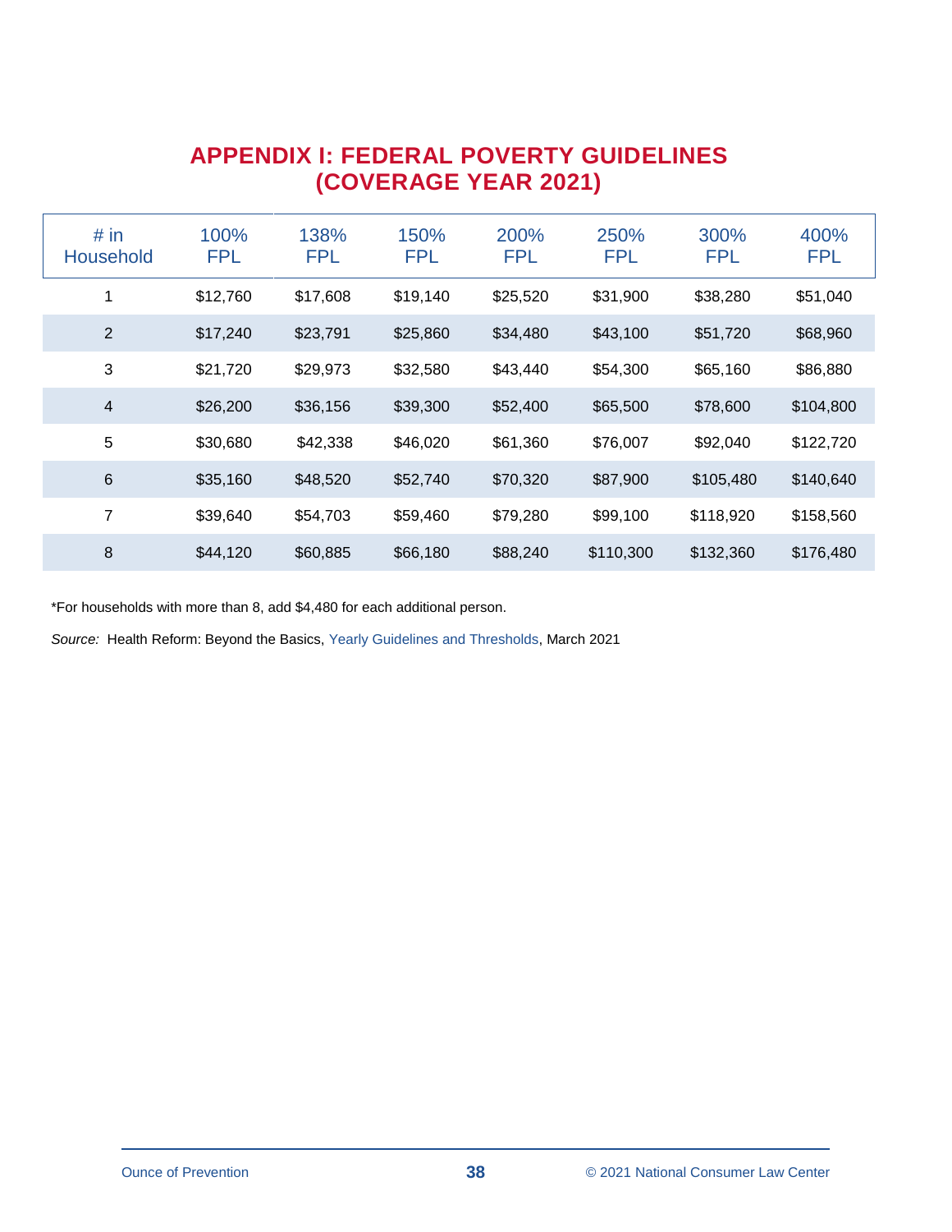# APPENDIX I: FEDERAL POVERTY GUIDELINES (COVERAGE YEAR 2021)

| # in Household | 100% FPL | 138% FPL | 150% FPL | 200% FPL | 250% FPL | 300% FPL | 400% FPL |
|---|---|---|---|---|---|---|---|
| 1 | $12,760 | $17,608 | $19,140 | $25,520 | $31,900 | $38,280 | $51,040 |
| 2 | $17,240 | $23,791 | $25,860 | $34,480 | $43,100 | $51,720 | $68,960 |
| 3 | $21,720 | $29,973 | $32,580 | $43,440 | $54,300 | $65,160 | $86,880 |
| 4 | $26,200 | $36,156 | $39,300 | $52,400 | $65,500 | $78,600 | $104,800 |
| 5 | $30,680 | $42,338 | $46,020 | $61,360 | $76,007 | $92,040 | $122,720 |
| 6 | $35,160 | $48,520 | $52,740 | $70,320 | $87,900 | $105,480 | $140,640 |
| 7 | $39,640 | $54,703 | $59,460 | $79,280 | $99,100 | $118,920 | $158,560 |
| 8 | $44,120 | $60,885 | $66,180 | $88,240 | $110,300 | $132,360 | $176,480 |

*For households with more than 8, add $4,480 for each additional person.

*Source:* Health Reform: Beyond the Basics, Yearly Guidelines and Thresholds, March 2021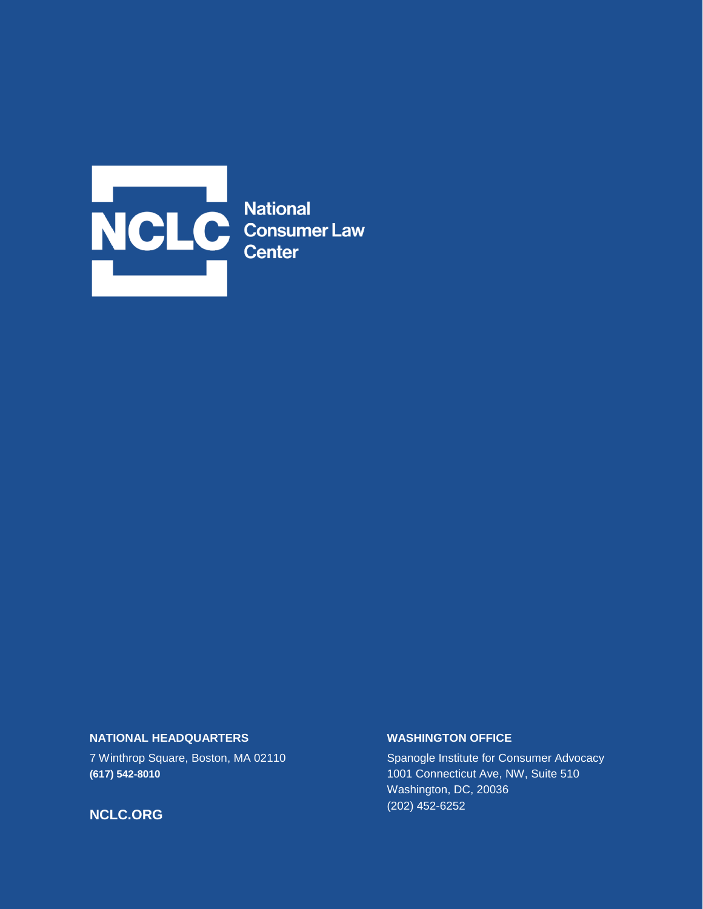NCLC

National Consumer Law Center

**NATIONAL HEADQUARTERS**

7 Winthrop Square, Boston, MA 02110
**(617) 542-8010**

**NCLC.ORG**

**WASHINGTON OFFICE**

Spanogle Institute for Consumer Advocacy
1001 Connecticut Ave, NW, Suite 510
Washington, DC, 20036
(202) 452-6252